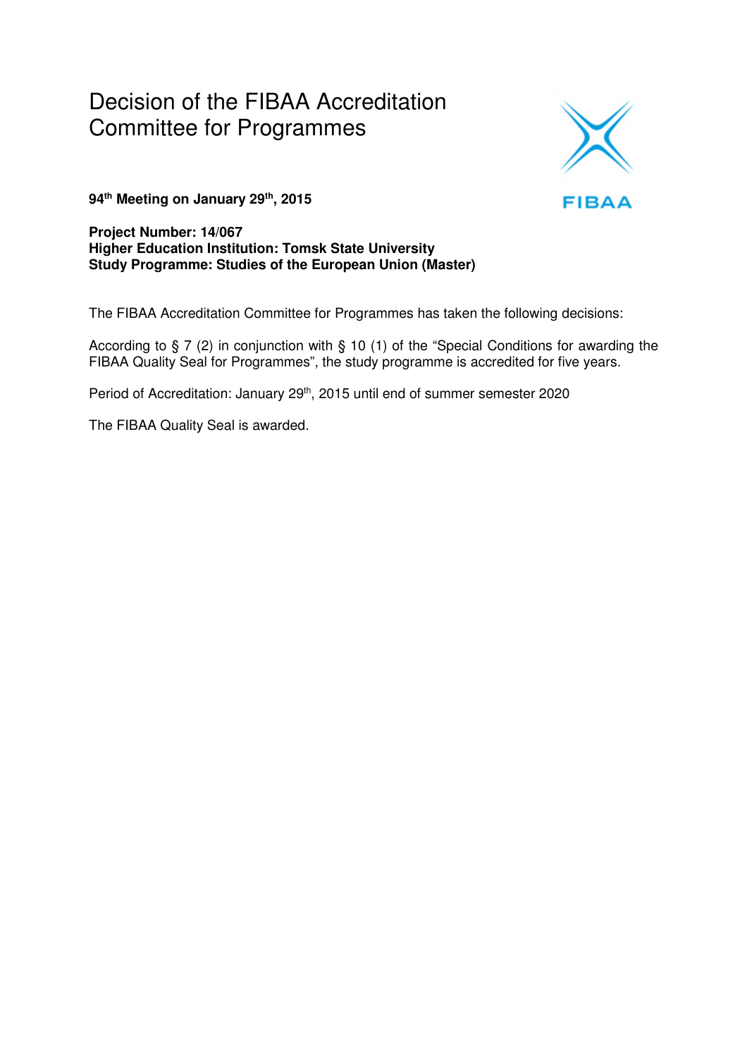# Decision of the FIBAA Accreditation Committee for Programmes

**94th Meeting on January 29th, 2015**

**Project Number: 14/067**
**Higher Education Institution: Tomsk State University**
**Study Programme: Studies of the European Union (Master)**

The FIBAA Accreditation Committee for Programmes has taken the following decisions:

According to § 7 (2) in conjunction with § 10 (1) of the "Special Conditions for awarding the FIBAA Quality Seal for Programmes", the study programme is accredited for five years.

Period of Accreditation: January 29th, 2015 until end of summer semester 2020

The FIBAA Quality Seal is awarded.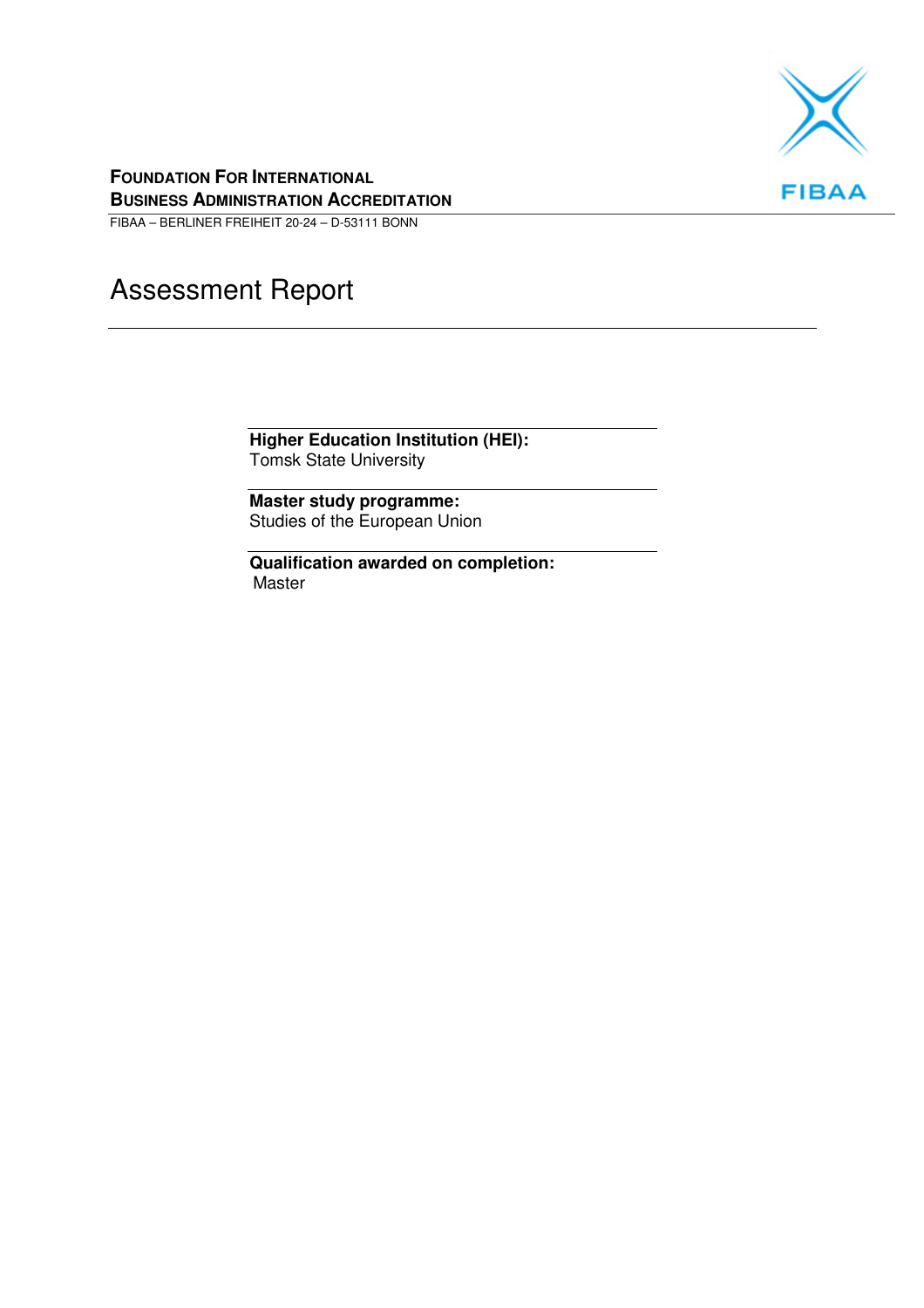**FOUNDATION FOR INTERNATIONAL BUSINESS ADMINISTRATION ACCREDITATION**

FIBAA – BERLINER FREIHEIT 20-24 – D-53111 BONN

# Assessment Report

**Higher Education Institution (HEI):**
Tomsk State University

**Master study programme:**
Studies of the European Union

**Qualification awarded on completion:**
Master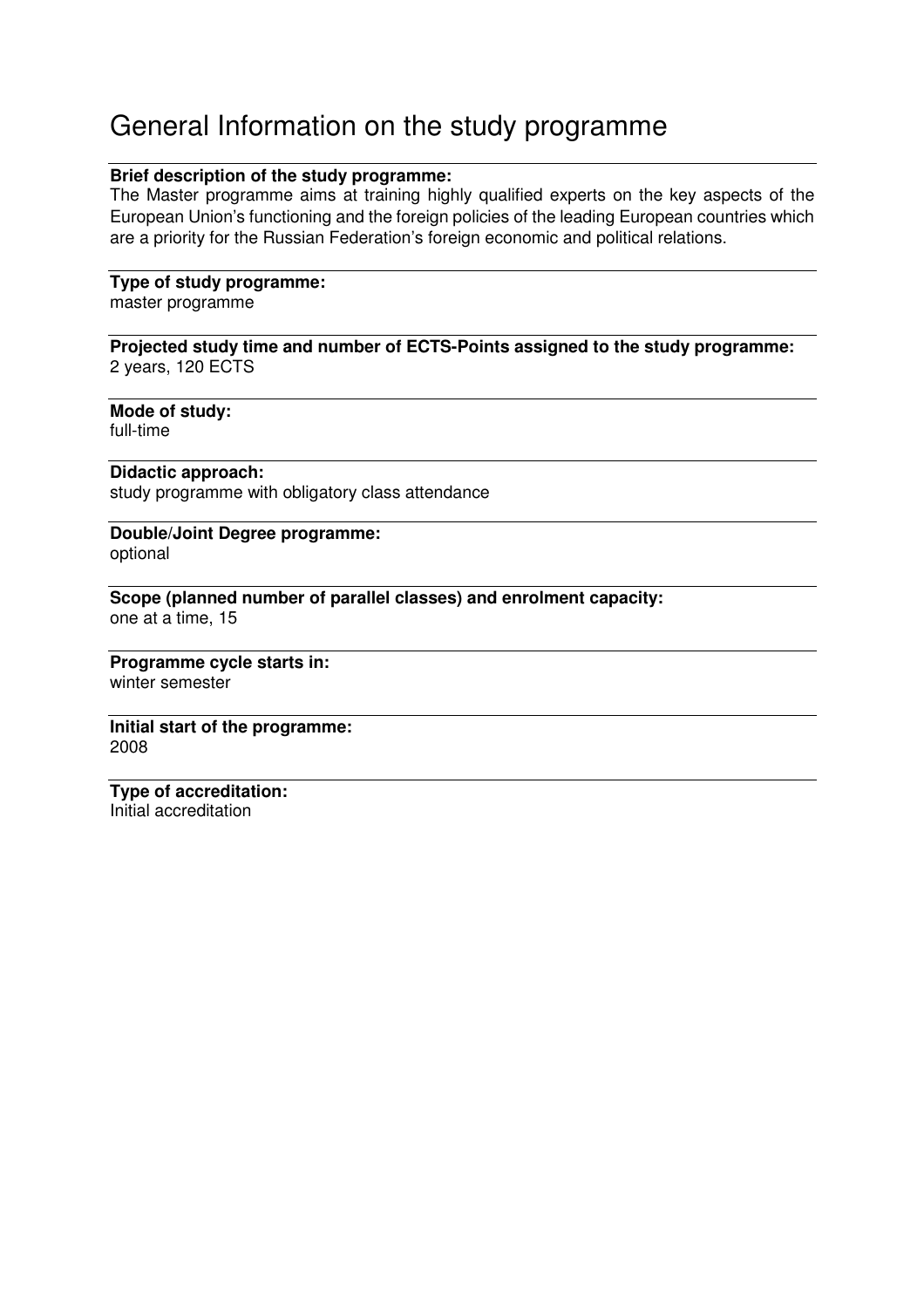# General Information on the study programme

**Brief description of the study programme:**
The Master programme aims at training highly qualified experts on the key aspects of the European Union's functioning and the foreign policies of the leading European countries which are a priority for the Russian Federation's foreign economic and political relations.

**Type of study programme:**
master programme

**Projected study time and number of ECTS-Points assigned to the study programme:**
2 years, 120 ECTS

**Mode of study:**
full-time

**Didactic approach:**
study programme with obligatory class attendance

**Double/Joint Degree programme:**
optional

**Scope (planned number of parallel classes) and enrolment capacity:**
one at a time, 15

**Programme cycle starts in:**
winter semester

**Initial start of the programme:**
2008

**Type of accreditation:**
Initial accreditation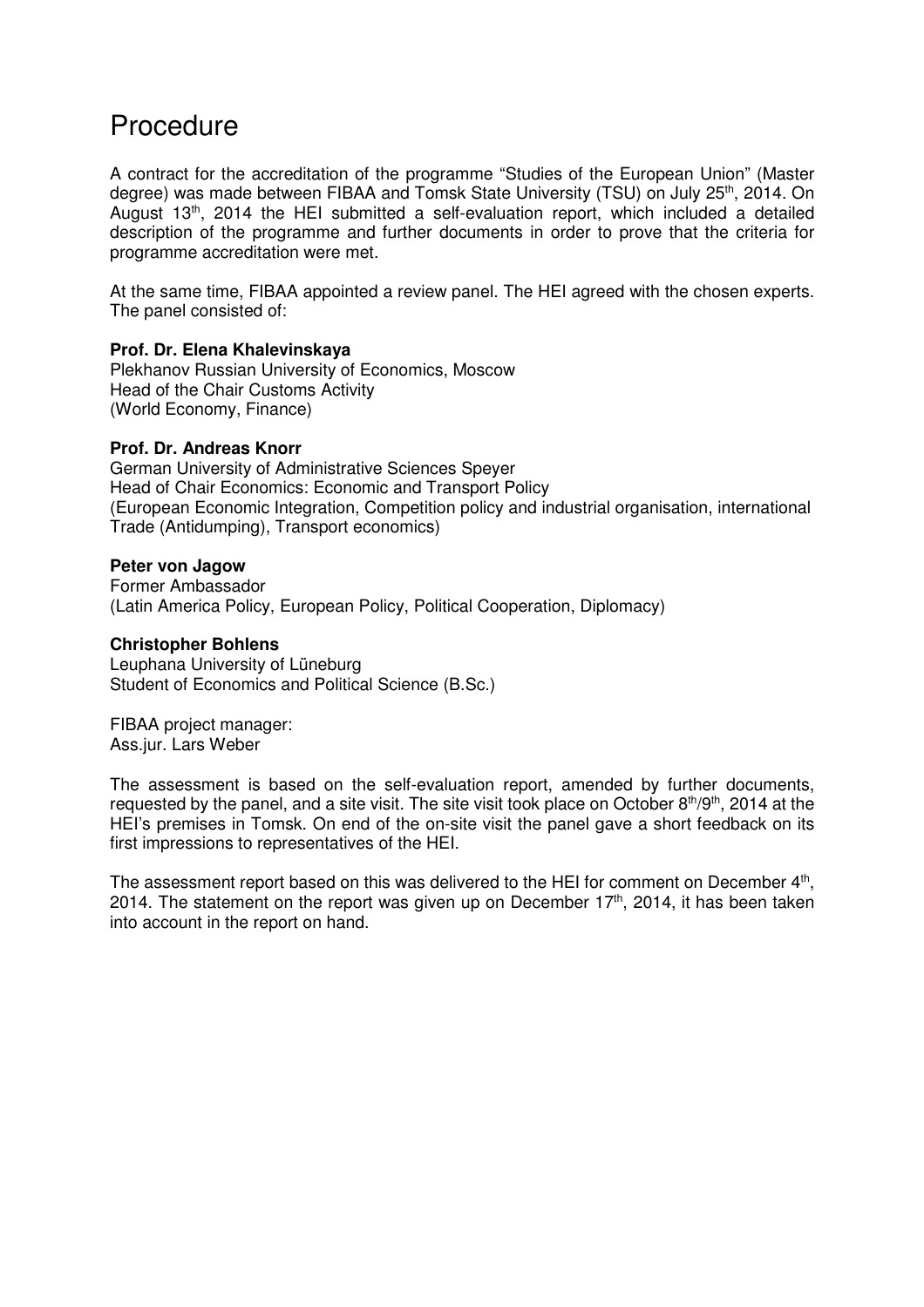# Procedure

A contract for the accreditation of the programme "Studies of the European Union" (Master degree) was made between FIBAA and Tomsk State University (TSU) on July 25th, 2014. On August 13th, 2014 the HEI submitted a self-evaluation report, which included a detailed description of the programme and further documents in order to prove that the criteria for programme accreditation were met.

At the same time, FIBAA appointed a review panel. The HEI agreed with the chosen experts. The panel consisted of:

**Prof. Dr. Elena Khalevinskaya**
Plekhanov Russian University of Economics, Moscow
Head of the Chair Customs Activity
(World Economy, Finance)

**Prof. Dr. Andreas Knorr**
German University of Administrative Sciences Speyer
Head of Chair Economics: Economic and Transport Policy
(European Economic Integration, Competition policy and industrial organisation, international Trade (Antidumping), Transport economics)

**Peter von Jagow**
Former Ambassador
(Latin America Policy, European Policy, Political Cooperation, Diplomacy)

**Christopher Bohlens**
Leuphana University of Lüneburg
Student of Economics and Political Science (B.Sc.)

FIBAA project manager:
Ass.jur. Lars Weber

The assessment is based on the self-evaluation report, amended by further documents, requested by the panel, and a site visit. The site visit took place on October 8th/9th, 2014 at the HEI's premises in Tomsk. On end of the on-site visit the panel gave a short feedback on its first impressions to representatives of the HEI.

The assessment report based on this was delivered to the HEI for comment on December 4th, 2014. The statement on the report was given up on December 17th, 2014, it has been taken into account in the report on hand.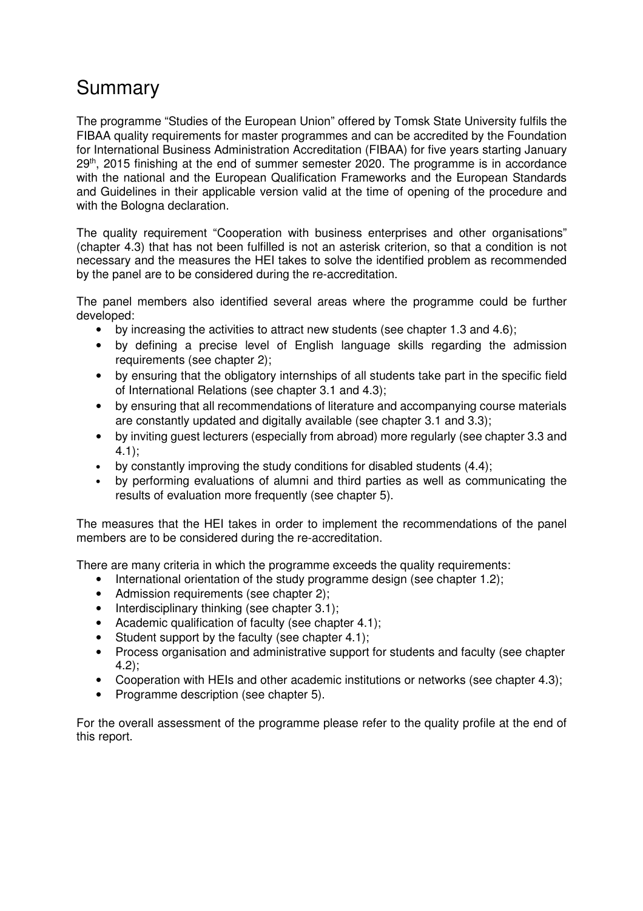# Summary

The programme "Studies of the European Union" offered by Tomsk State University fulfils the FIBAA quality requirements for master programmes and can be accredited by the Foundation for International Business Administration Accreditation (FIBAA) for five years starting January 29th, 2015 finishing at the end of summer semester 2020. The programme is in accordance with the national and the European Qualification Frameworks and the European Standards and Guidelines in their applicable version valid at the time of opening of the procedure and with the Bologna declaration.

The quality requirement "Cooperation with business enterprises and other organisations" (chapter 4.3) that has not been fulfilled is not an asterisk criterion, so that a condition is not necessary and the measures the HEI takes to solve the identified problem as recommended by the panel are to be considered during the re-accreditation.

The panel members also identified several areas where the programme could be further developed:

- by increasing the activities to attract new students (see chapter 1.3 and 4.6);
- by defining a precise level of English language skills regarding the admission requirements (see chapter 2);
- by ensuring that the obligatory internships of all students take part in the specific field of International Relations (see chapter 3.1 and 4.3);
- by ensuring that all recommendations of literature and accompanying course materials are constantly updated and digitally available (see chapter 3.1 and 3.3);
- by inviting guest lecturers (especially from abroad) more regularly (see chapter 3.3 and 4.1);
- by constantly improving the study conditions for disabled students (4.4);
- by performing evaluations of alumni and third parties as well as communicating the results of evaluation more frequently (see chapter 5).

The measures that the HEI takes in order to implement the recommendations of the panel members are to be considered during the re-accreditation.

There are many criteria in which the programme exceeds the quality requirements:

- International orientation of the study programme design (see chapter 1.2);
- Admission requirements (see chapter 2);
- Interdisciplinary thinking (see chapter 3.1);
- Academic qualification of faculty (see chapter 4.1);
- Student support by the faculty (see chapter 4.1);
- Process organisation and administrative support for students and faculty (see chapter 4.2);
- Cooperation with HEIs and other academic institutions or networks (see chapter 4.3);
- Programme description (see chapter 5).

For the overall assessment of the programme please refer to the quality profile at the end of this report.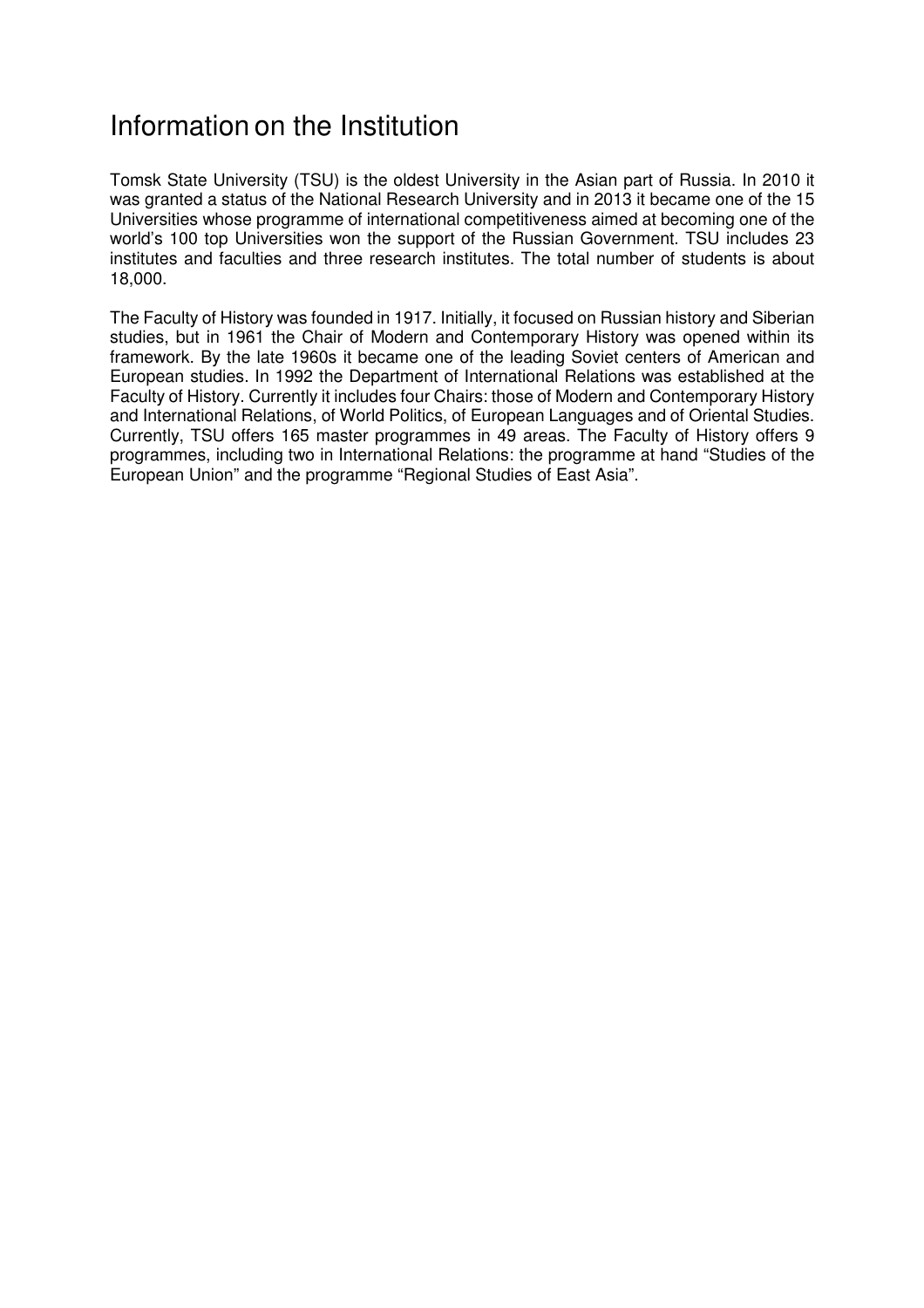# Information on the Institution

Tomsk State University (TSU) is the oldest University in the Asian part of Russia. In 2010 it was granted a status of the National Research University and in 2013 it became one of the 15 Universities whose programme of international competitiveness aimed at becoming one of the world's 100 top Universities won the support of the Russian Government. TSU includes 23 institutes and faculties and three research institutes. The total number of students is about 18,000.

The Faculty of History was founded in 1917. Initially, it focused on Russian history and Siberian studies, but in 1961 the Chair of Modern and Contemporary History was opened within its framework. By the late 1960s it became one of the leading Soviet centers of American and European studies. In 1992 the Department of International Relations was established at the Faculty of History. Currently it includes four Chairs: those of Modern and Contemporary History and International Relations, of World Politics, of European Languages and of Oriental Studies. Currently, TSU offers 165 master programmes in 49 areas. The Faculty of History offers 9 programmes, including two in International Relations: the programme at hand "Studies of the European Union" and the programme "Regional Studies of East Asia".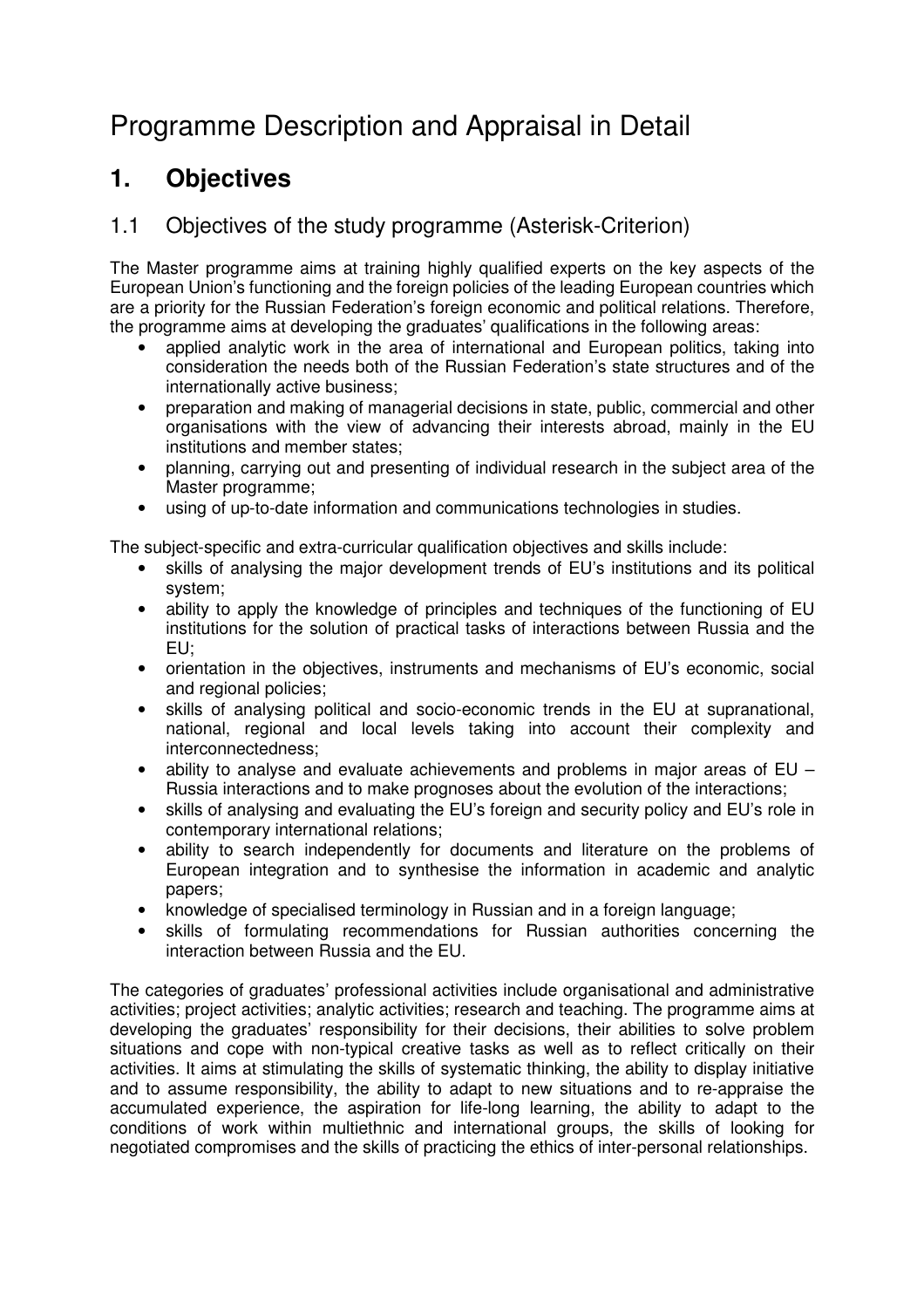# Programme Description and Appraisal in Detail

## 1. Objectives

### 1.1 Objectives of the study programme (Asterisk-Criterion)

The Master programme aims at training highly qualified experts on the key aspects of the European Union's functioning and the foreign policies of the leading European countries which are a priority for the Russian Federation's foreign economic and political relations. Therefore, the programme aims at developing the graduates' qualifications in the following areas:

- applied analytic work in the area of international and European politics, taking into consideration the needs both of the Russian Federation's state structures and of the internationally active business;
- preparation and making of managerial decisions in state, public, commercial and other organisations with the view of advancing their interests abroad, mainly in the EU institutions and member states;
- planning, carrying out and presenting of individual research in the subject area of the Master programme;
- using of up-to-date information and communications technologies in studies.

The subject-specific and extra-curricular qualification objectives and skills include:

- skills of analysing the major development trends of EU's institutions and its political system;
- ability to apply the knowledge of principles and techniques of the functioning of EU institutions for the solution of practical tasks of interactions between Russia and the EU;
- orientation in the objectives, instruments and mechanisms of EU's economic, social and regional policies;
- skills of analysing political and socio-economic trends in the EU at supranational, national, regional and local levels taking into account their complexity and interconnectedness;
- ability to analyse and evaluate achievements and problems in major areas of EU – Russia interactions and to make prognoses about the evolution of the interactions;
- skills of analysing and evaluating the EU's foreign and security policy and EU's role in contemporary international relations;
- ability to search independently for documents and literature on the problems of European integration and to synthesise the information in academic and analytic papers;
- knowledge of specialised terminology in Russian and in a foreign language;
- skills of formulating recommendations for Russian authorities concerning the interaction between Russia and the EU.

The categories of graduates' professional activities include organisational and administrative activities; project activities; analytic activities; research and teaching. The programme aims at developing the graduates' responsibility for their decisions, their abilities to solve problem situations and cope with non-typical creative tasks as well as to reflect critically on their activities. It aims at stimulating the skills of systematic thinking, the ability to display initiative and to assume responsibility, the ability to adapt to new situations and to re-appraise the accumulated experience, the aspiration for life-long learning, the ability to adapt to the conditions of work within multiethnic and international groups, the skills of looking for negotiated compromises and the skills of practicing the ethics of inter-personal relationships.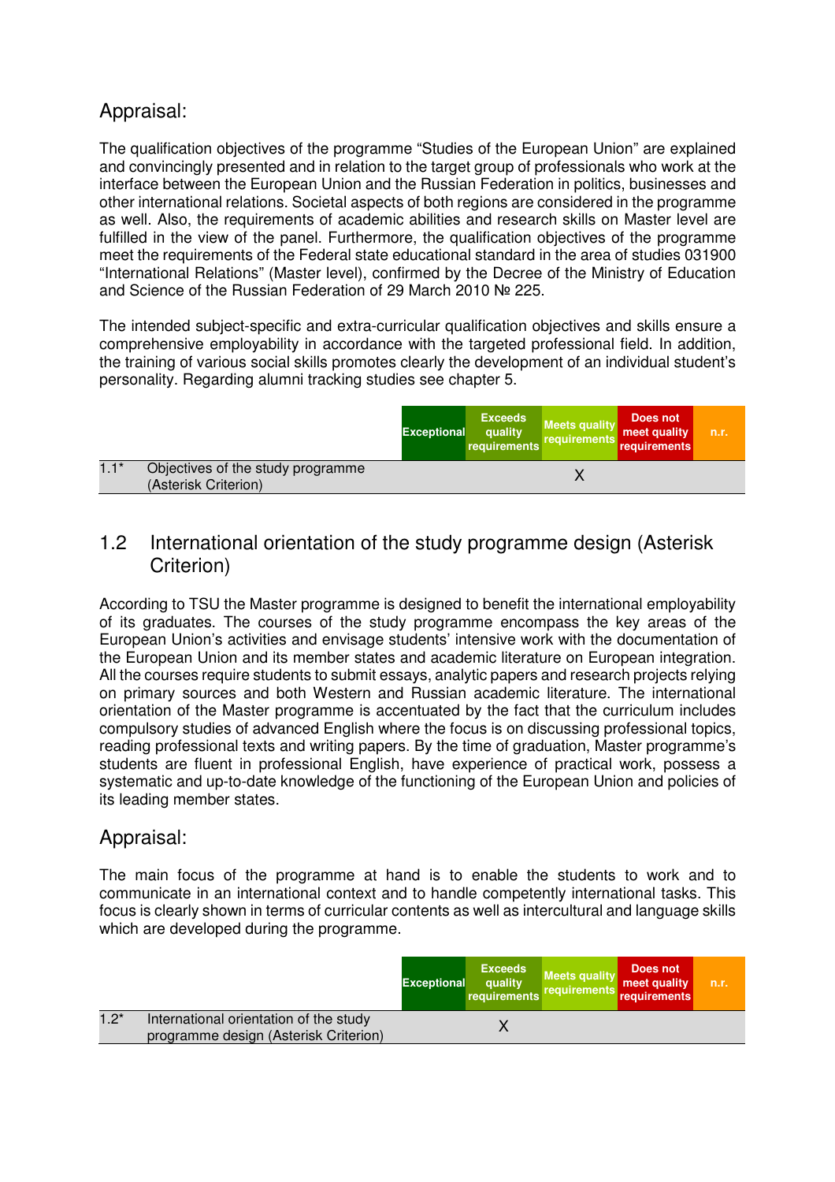## Appraisal:

The qualification objectives of the programme "Studies of the European Union" are explained and convincingly presented and in relation to the target group of professionals who work at the interface between the European Union and the Russian Federation in politics, businesses and other international relations. Societal aspects of both regions are considered in the programme as well. Also, the requirements of academic abilities and research skills on Master level are fulfilled in the view of the panel. Furthermore, the qualification objectives of the programme meet the requirements of the Federal state educational standard in the area of studies 031900 "International Relations" (Master level), confirmed by the Decree of the Ministry of Education and Science of the Russian Federation of 29 March 2010 № 225.

The intended subject-specific and extra-curricular qualification objectives and skills ensure a comprehensive employability in accordance with the targeted professional field. In addition, the training of various social skills promotes clearly the development of an individual student's personality. Regarding alumni tracking studies see chapter 5.

| | | Exceptional | Exceeds quality requirements | Meets quality requirements | Does not meet quality requirements | n.r. |
|---|---|---|---|---|---|---|
| 1.1* | Objectives of the study programme (Asterisk Criterion) | | | X | | |

## 1.2 International orientation of the study programme design (Asterisk Criterion)

According to TSU the Master programme is designed to benefit the international employability of its graduates. The courses of the study programme encompass the key areas of the European Union's activities and envisage students' intensive work with the documentation of the European Union and its member states and academic literature on European integration. All the courses require students to submit essays, analytic papers and research projects relying on primary sources and both Western and Russian academic literature. The international orientation of the Master programme is accentuated by the fact that the curriculum includes compulsory studies of advanced English where the focus is on discussing professional topics, reading professional texts and writing papers. By the time of graduation, Master programme's students are fluent in professional English, have experience of practical work, possess a systematic and up-to-date knowledge of the functioning of the European Union and policies of its leading member states.

## Appraisal:

The main focus of the programme at hand is to enable the students to work and to communicate in an international context and to handle competently international tasks. This focus is clearly shown in terms of curricular contents as well as intercultural and language skills which are developed during the programme.

| | | Exceptional | Exceeds quality requirements | Meets quality requirements | Does not meet quality requirements | n.r. |
|---|---|---|---|---|---|---|
| 1.2* | International orientation of the study programme design (Asterisk Criterion) | | X | | | |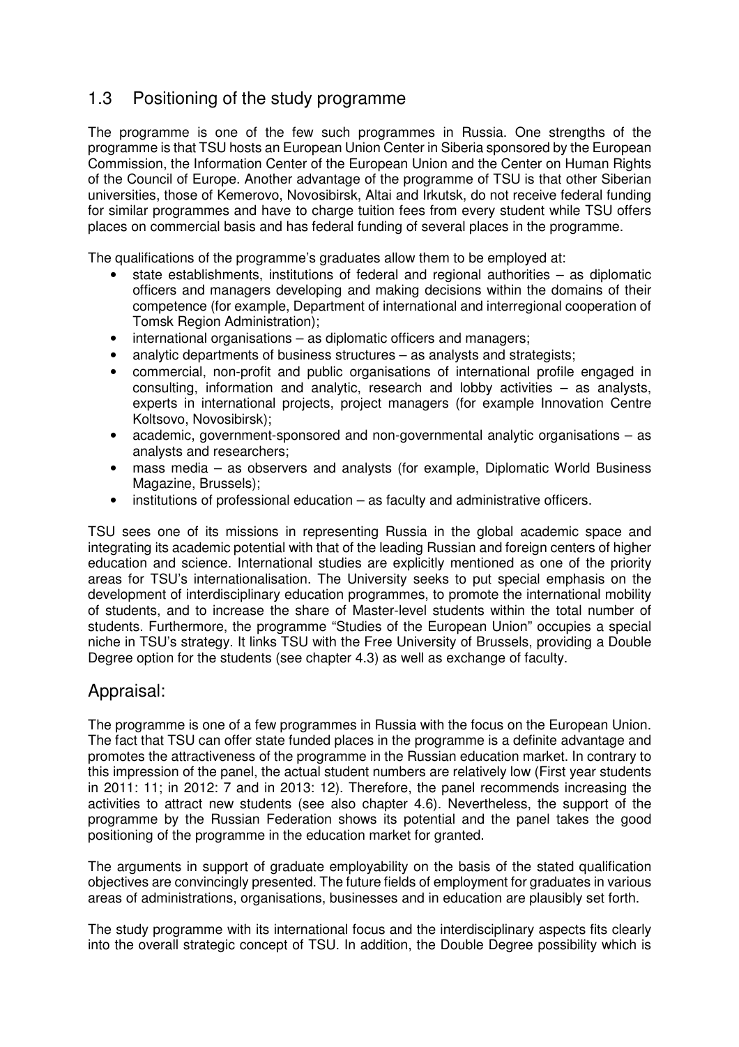## 1.3 Positioning of the study programme

The programme is one of the few such programmes in Russia. One strengths of the programme is that TSU hosts an European Union Center in Siberia sponsored by the European Commission, the Information Center of the European Union and the Center on Human Rights of the Council of Europe. Another advantage of the programme of TSU is that other Siberian universities, those of Kemerovo, Novosibirsk, Altai and Irkutsk, do not receive federal funding for similar programmes and have to charge tuition fees from every student while TSU offers places on commercial basis and has federal funding of several places in the programme.

The qualifications of the programme's graduates allow them to be employed at:

- state establishments, institutions of federal and regional authorities – as diplomatic officers and managers developing and making decisions within the domains of their competence (for example, Department of international and interregional cooperation of Tomsk Region Administration);
- international organisations – as diplomatic officers and managers;
- analytic departments of business structures – as analysts and strategists;
- commercial, non-profit and public organisations of international profile engaged in consulting, information and analytic, research and lobby activities – as analysts, experts in international projects, project managers (for example Innovation Centre Koltsovo, Novosibirsk);
- academic, government-sponsored and non-governmental analytic organisations – as analysts and researchers;
- mass media – as observers and analysts (for example, Diplomatic World Business Magazine, Brussels);
- institutions of professional education – as faculty and administrative officers.

TSU sees one of its missions in representing Russia in the global academic space and integrating its academic potential with that of the leading Russian and foreign centers of higher education and science. International studies are explicitly mentioned as one of the priority areas for TSU's internationalisation. The University seeks to put special emphasis on the development of interdisciplinary education programmes, to promote the international mobility of students, and to increase the share of Master-level students within the total number of students. Furthermore, the programme "Studies of the European Union" occupies a special niche in TSU's strategy. It links TSU with the Free University of Brussels, providing a Double Degree option for the students (see chapter 4.3) as well as exchange of faculty.

## Appraisal:

The programme is one of a few programmes in Russia with the focus on the European Union. The fact that TSU can offer state funded places in the programme is a definite advantage and promotes the attractiveness of the programme in the Russian education market. In contrary to this impression of the panel, the actual student numbers are relatively low (First year students in 2011: 11; in 2012: 7 and in 2013: 12). Therefore, the panel recommends increasing the activities to attract new students (see also chapter 4.6). Nevertheless, the support of the programme by the Russian Federation shows its potential and the panel takes the good positioning of the programme in the education market for granted.

The arguments in support of graduate employability on the basis of the stated qualification objectives are convincingly presented. The future fields of employment for graduates in various areas of administrations, organisations, businesses and in education are plausibly set forth.

The study programme with its international focus and the interdisciplinary aspects fits clearly into the overall strategic concept of TSU. In addition, the Double Degree possibility which is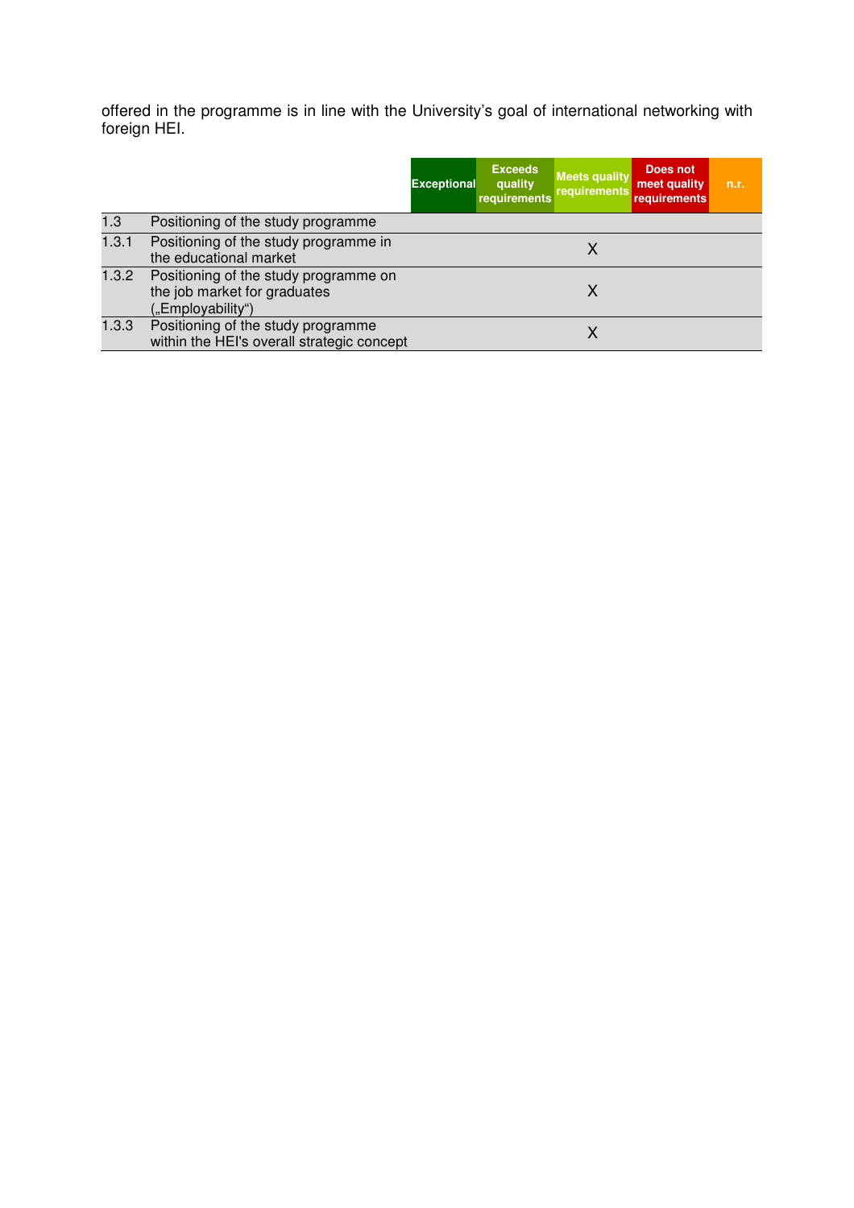offered in the programme is in line with the University's goal of international networking with foreign HEI.

| | | Exceptional | Exceeds quality requirements | Meets quality requirements | Does not meet quality requirements | n.r. |
|---|---|---|---|---|---|---|
| 1.3 | Positioning of the study programme | | | | | |
| 1.3.1 | Positioning of the study programme in the educational market | | | X | | |
| 1.3.2 | Positioning of the study programme on the job market for graduates („Employability") | | | X | | |
| 1.3.3 | Positioning of the study programme within the HEI's overall strategic concept | | | X | | |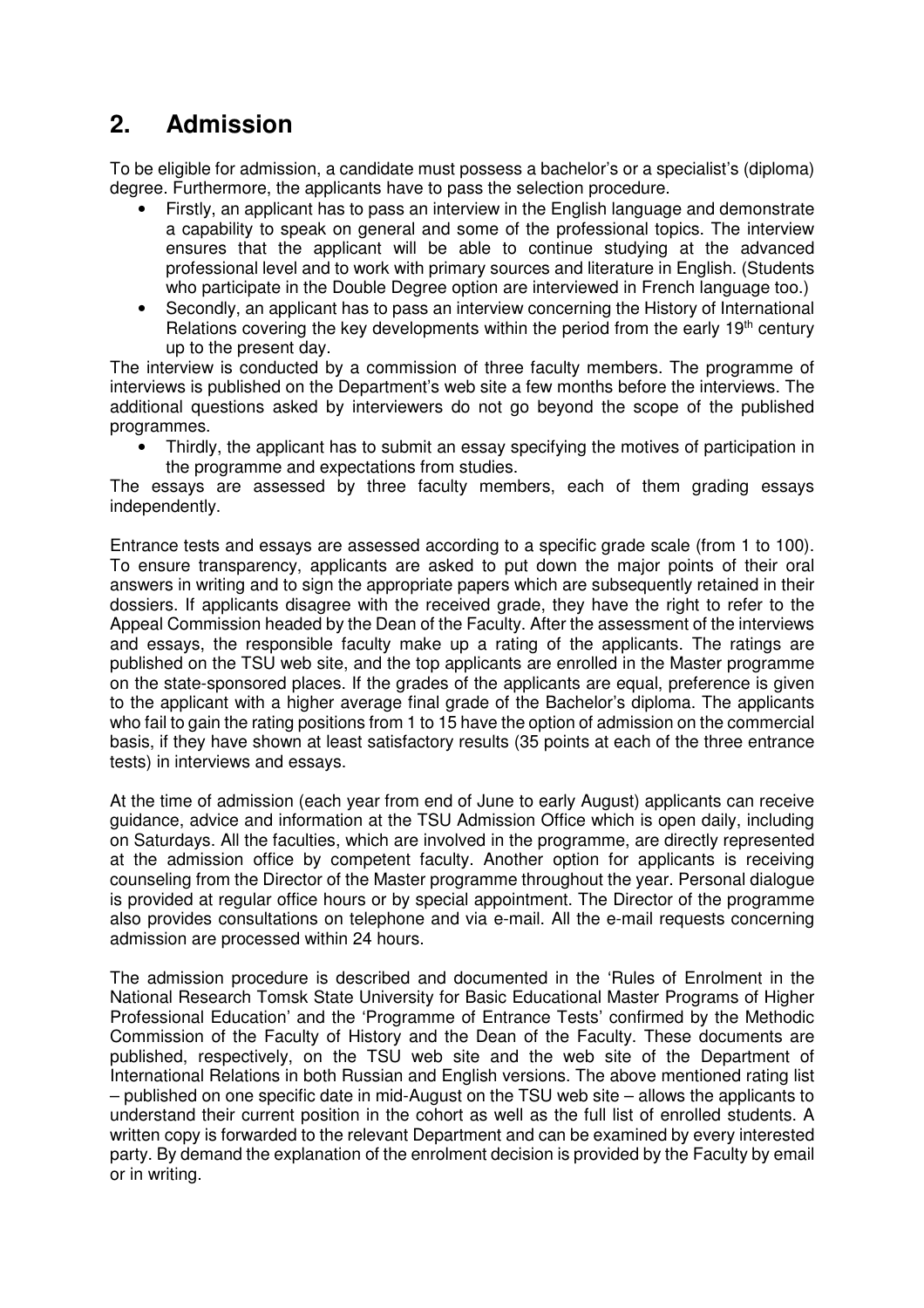## 2. Admission

To be eligible for admission, a candidate must possess a bachelor's or a specialist's (diploma) degree. Furthermore, the applicants have to pass the selection procedure.

- Firstly, an applicant has to pass an interview in the English language and demonstrate a capability to speak on general and some of the professional topics. The interview ensures that the applicant will be able to continue studying at the advanced professional level and to work with primary sources and literature in English. (Students who participate in the Double Degree option are interviewed in French language too.)
- Secondly, an applicant has to pass an interview concerning the History of International Relations covering the key developments within the period from the early 19th century up to the present day.

The interview is conducted by a commission of three faculty members. The programme of interviews is published on the Department's web site a few months before the interviews. The additional questions asked by interviewers do not go beyond the scope of the published programmes.

- Thirdly, the applicant has to submit an essay specifying the motives of participation in the programme and expectations from studies.

The essays are assessed by three faculty members, each of them grading essays independently.

Entrance tests and essays are assessed according to a specific grade scale (from 1 to 100). To ensure transparency, applicants are asked to put down the major points of their oral answers in writing and to sign the appropriate papers which are subsequently retained in their dossiers. If applicants disagree with the received grade, they have the right to refer to the Appeal Commission headed by the Dean of the Faculty. After the assessment of the interviews and essays, the responsible faculty make up a rating of the applicants. The ratings are published on the TSU web site, and the top applicants are enrolled in the Master programme on the state-sponsored places. If the grades of the applicants are equal, preference is given to the applicant with a higher average final grade of the Bachelor's diploma. The applicants who fail to gain the rating positions from 1 to 15 have the option of admission on the commercial basis, if they have shown at least satisfactory results (35 points at each of the three entrance tests) in interviews and essays.

At the time of admission (each year from end of June to early August) applicants can receive guidance, advice and information at the TSU Admission Office which is open daily, including on Saturdays. All the faculties, which are involved in the programme, are directly represented at the admission office by competent faculty. Another option for applicants is receiving counseling from the Director of the Master programme throughout the year. Personal dialogue is provided at regular office hours or by special appointment. The Director of the programme also provides consultations on telephone and via e-mail. All the e-mail requests concerning admission are processed within 24 hours.

The admission procedure is described and documented in the 'Rules of Enrolment in the National Research Tomsk State University for Basic Educational Master Programs of Higher Professional Education' and the 'Programme of Entrance Tests' confirmed by the Methodic Commission of the Faculty of History and the Dean of the Faculty. These documents are published, respectively, on the TSU web site and the web site of the Department of International Relations in both Russian and English versions. The above mentioned rating list – published on one specific date in mid-August on the TSU web site – allows the applicants to understand their current position in the cohort as well as the full list of enrolled students. A written copy is forwarded to the relevant Department and can be examined by every interested party. By demand the explanation of the enrolment decision is provided by the Faculty by email or in writing.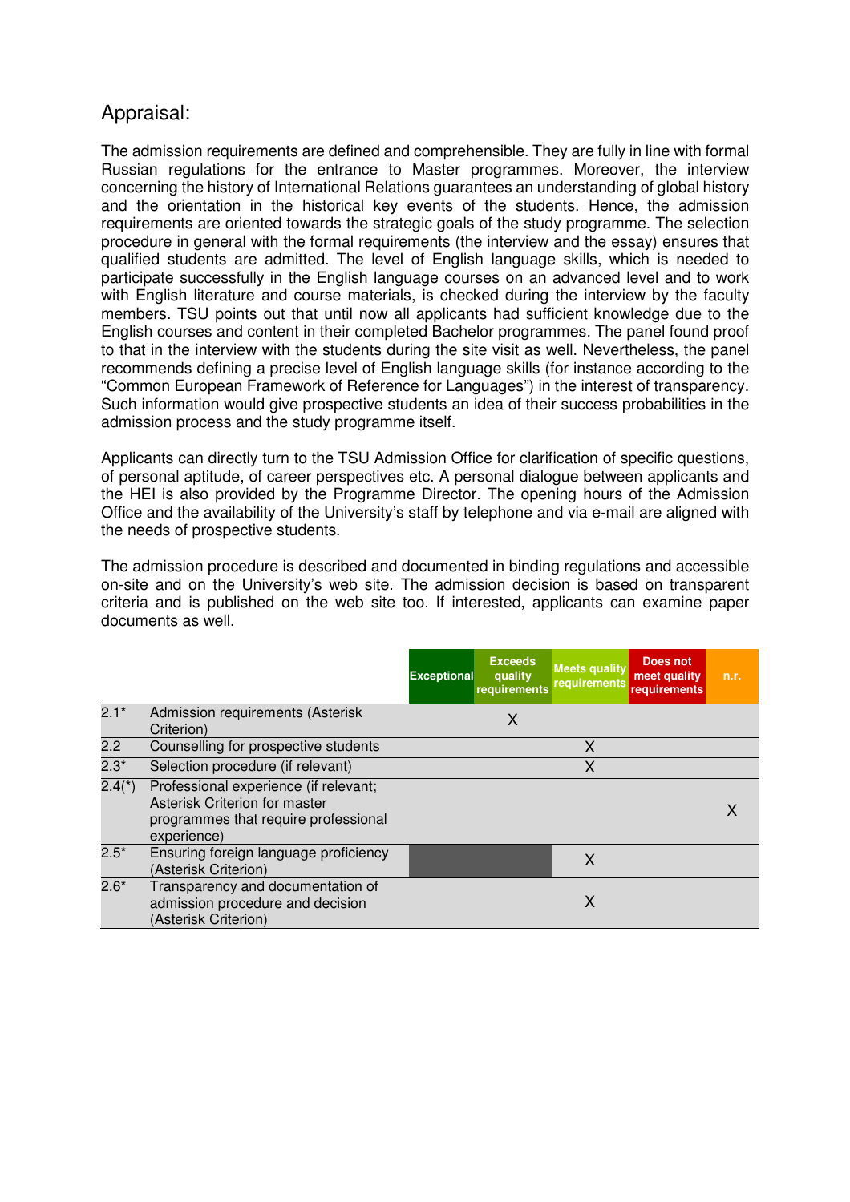## Appraisal:

The admission requirements are defined and comprehensible. They are fully in line with formal Russian regulations for the entrance to Master programmes. Moreover, the interview concerning the history of International Relations guarantees an understanding of global history and the orientation in the historical key events of the students. Hence, the admission requirements are oriented towards the strategic goals of the study programme. The selection procedure in general with the formal requirements (the interview and the essay) ensures that qualified students are admitted. The level of English language skills, which is needed to participate successfully in the English language courses on an advanced level and to work with English literature and course materials, is checked during the interview by the faculty members. TSU points out that until now all applicants had sufficient knowledge due to the English courses and content in their completed Bachelor programmes. The panel found proof to that in the interview with the students during the site visit as well. Nevertheless, the panel recommends defining a precise level of English language skills (for instance according to the "Common European Framework of Reference for Languages") in the interest of transparency. Such information would give prospective students an idea of their success probabilities in the admission process and the study programme itself.

Applicants can directly turn to the TSU Admission Office for clarification of specific questions, of personal aptitude, of career perspectives etc. A personal dialogue between applicants and the HEI is also provided by the Programme Director. The opening hours of the Admission Office and the availability of the University's staff by telephone and via e-mail are aligned with the needs of prospective students.

The admission procedure is described and documented in binding regulations and accessible on-site and on the University's web site. The admission decision is based on transparent criteria and is published on the web site too. If interested, applicants can examine paper documents as well.

| | | Exceptional | Exceeds quality requirements | Meets quality requirements | Does not meet quality requirements | n.r. |
|---|---|---|---|---|---|---|
| 2.1* | Admission requirements (Asterisk Criterion) | | X | | | |
| 2.2 | Counselling for prospective students | | | X | | |
| 2.3* | Selection procedure (if relevant) | | | X | | |
| 2.4(*) | Professional experience (if relevant; Asterisk Criterion for master programmes that require professional experience) | | | | | X |
| 2.5* | Ensuring foreign language proficiency (Asterisk Criterion) | | | X | | |
| 2.6* | Transparency and documentation of admission procedure and decision (Asterisk Criterion) | | | X | | |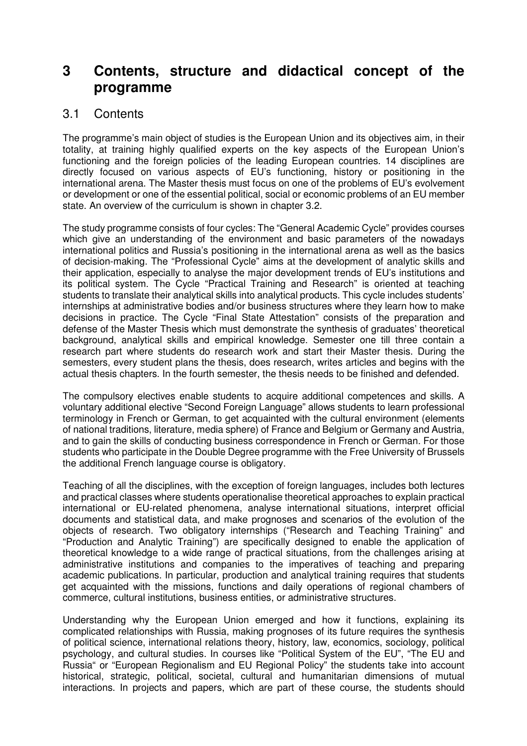# 3 Contents, structure and didactical concept of the programme

## 3.1 Contents

The programme's main object of studies is the European Union and its objectives aim, in their totality, at training highly qualified experts on the key aspects of the European Union's functioning and the foreign policies of the leading European countries. 14 disciplines are directly focused on various aspects of EU's functioning, history or positioning in the international arena. The Master thesis must focus on one of the problems of EU's evolvement or development or one of the essential political, social or economic problems of an EU member state. An overview of the curriculum is shown in chapter 3.2.

The study programme consists of four cycles: The "General Academic Cycle" provides courses which give an understanding of the environment and basic parameters of the nowadays international politics and Russia's positioning in the international arena as well as the basics of decision-making. The "Professional Cycle" aims at the development of analytic skills and their application, especially to analyse the major development trends of EU's institutions and its political system. The Cycle "Practical Training and Research" is oriented at teaching students to translate their analytical skills into analytical products. This cycle includes students' internships at administrative bodies and/or business structures where they learn how to make decisions in practice. The Cycle "Final State Attestation" consists of the preparation and defense of the Master Thesis which must demonstrate the synthesis of graduates' theoretical background, analytical skills and empirical knowledge. Semester one till three contain a research part where students do research work and start their Master thesis. During the semesters, every student plans the thesis, does research, writes articles and begins with the actual thesis chapters. In the fourth semester, the thesis needs to be finished and defended.

The compulsory electives enable students to acquire additional competences and skills. A voluntary additional elective "Second Foreign Language" allows students to learn professional terminology in French or German, to get acquainted with the cultural environment (elements of national traditions, literature, media sphere) of France and Belgium or Germany and Austria, and to gain the skills of conducting business correspondence in French or German. For those students who participate in the Double Degree programme with the Free University of Brussels the additional French language course is obligatory.

Teaching of all the disciplines, with the exception of foreign languages, includes both lectures and practical classes where students operationalise theoretical approaches to explain practical international or EU-related phenomena, analyse international situations, interpret official documents and statistical data, and make prognoses and scenarios of the evolution of the objects of research. Two obligatory internships ("Research and Teaching Training" and "Production and Analytic Training") are specifically designed to enable the application of theoretical knowledge to a wide range of practical situations, from the challenges arising at administrative institutions and companies to the imperatives of teaching and preparing academic publications. In particular, production and analytical training requires that students get acquainted with the missions, functions and daily operations of regional chambers of commerce, cultural institutions, business entities, or administrative structures.

Understanding why the European Union emerged and how it functions, explaining its complicated relationships with Russia, making prognoses of its future requires the synthesis of political science, international relations theory, history, law, economics, sociology, political psychology, and cultural studies. In courses like "Political System of the EU", "The EU and Russia" or "European Regionalism and EU Regional Policy" the students take into account historical, strategic, political, societal, cultural and humanitarian dimensions of mutual interactions. In projects and papers, which are part of these course, the students should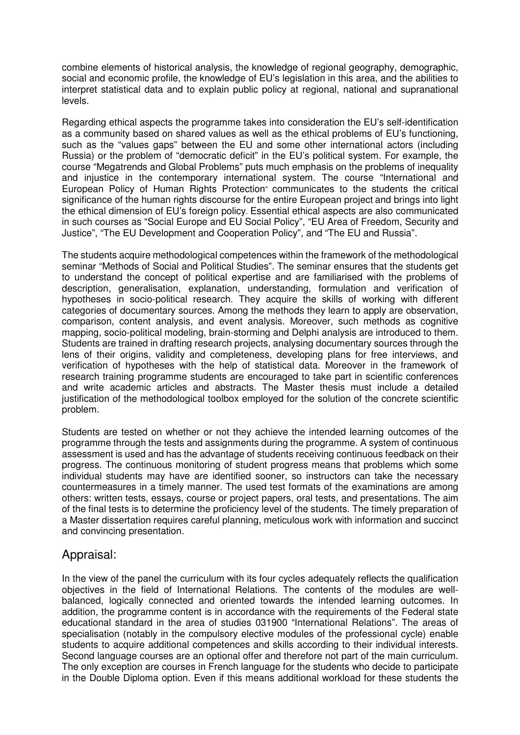combine elements of historical analysis, the knowledge of regional geography, demographic, social and economic profile, the knowledge of EU's legislation in this area, and the abilities to interpret statistical data and to explain public policy at regional, national and supranational levels.

Regarding ethical aspects the programme takes into consideration the EU's self-identification as a community based on shared values as well as the ethical problems of EU's functioning, such as the "values gaps" between the EU and some other international actors (including Russia) or the problem of "democratic deficit" in the EU's political system. For example, the course "Megatrends and Global Problems" puts much emphasis on the problems of inequality and injustice in the contemporary international system. The course "International and European Policy of Human Rights Protection" communicates to the students the critical significance of the human rights discourse for the entire European project and brings into light the ethical dimension of EU's foreign policy. Essential ethical aspects are also communicated in such courses as "Social Europe and EU Social Policy", "EU Area of Freedom, Security and Justice", "The EU Development and Cooperation Policy", and "The EU and Russia".

The students acquire methodological competences within the framework of the methodological seminar "Methods of Social and Political Studies". The seminar ensures that the students get to understand the concept of political expertise and are familiarised with the problems of description, generalisation, explanation, understanding, formulation and verification of hypotheses in socio-political research. They acquire the skills of working with different categories of documentary sources. Among the methods they learn to apply are observation, comparison, content analysis, and event analysis. Moreover, such methods as cognitive mapping, socio-political modeling, brain-storming and Delphi analysis are introduced to them. Students are trained in drafting research projects, analysing documentary sources through the lens of their origins, validity and completeness, developing plans for free interviews, and verification of hypotheses with the help of statistical data. Moreover in the framework of research training programme students are encouraged to take part in scientific conferences and write academic articles and abstracts. The Master thesis must include a detailed justification of the methodological toolbox employed for the solution of the concrete scientific problem.

Students are tested on whether or not they achieve the intended learning outcomes of the programme through the tests and assignments during the programme. A system of continuous assessment is used and has the advantage of students receiving continuous feedback on their progress. The continuous monitoring of student progress means that problems which some individual students may have are identified sooner, so instructors can take the necessary countermeasures in a timely manner. The used test formats of the examinations are among others: written tests, essays, course or project papers, oral tests, and presentations. The aim of the final tests is to determine the proficiency level of the students. The timely preparation of a Master dissertation requires careful planning, meticulous work with information and succinct and convincing presentation.

## Appraisal:

In the view of the panel the curriculum with its four cycles adequately reflects the qualification objectives in the field of International Relations. The contents of the modules are well-balanced, logically connected and oriented towards the intended learning outcomes. In addition, the programme content is in accordance with the requirements of the Federal state educational standard in the area of studies 031900 "International Relations". The areas of specialisation (notably in the compulsory elective modules of the professional cycle) enable students to acquire additional competences and skills according to their individual interests. Second language courses are an optional offer and therefore not part of the main curriculum. The only exception are courses in French language for the students who decide to participate in the Double Diploma option. Even if this means additional workload for these students the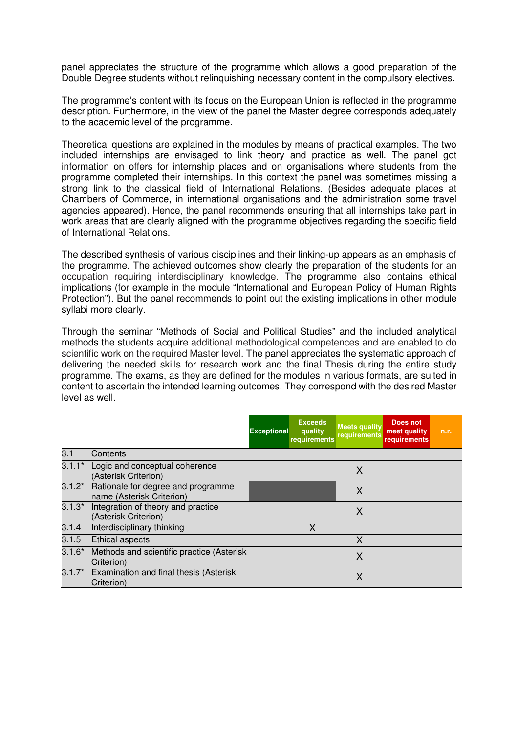panel appreciates the structure of the programme which allows a good preparation of the Double Degree students without relinquishing necessary content in the compulsory electives.

The programme's content with its focus on the European Union is reflected in the programme description. Furthermore, in the view of the panel the Master degree corresponds adequately to the academic level of the programme.

Theoretical questions are explained in the modules by means of practical examples. The two included internships are envisaged to link theory and practice as well. The panel got information on offers for internship places and on organisations where students from the programme completed their internships. In this context the panel was sometimes missing a strong link to the classical field of International Relations. (Besides adequate places at Chambers of Commerce, in international organisations and the administration some travel agencies appeared). Hence, the panel recommends ensuring that all internships take part in work areas that are clearly aligned with the programme objectives regarding the specific field of International Relations.

The described synthesis of various disciplines and their linking-up appears as an emphasis of the programme. The achieved outcomes show clearly the preparation of the students for an occupation requiring interdisciplinary knowledge. The programme also contains ethical implications (for example in the module "International and European Policy of Human Rights Protection"). But the panel recommends to point out the existing implications in other module syllabi more clearly.

Through the seminar "Methods of Social and Political Studies" and the included analytical methods the students acquire additional methodological competences and are enabled to do scientific work on the required Master level. The panel appreciates the systematic approach of delivering the needed skills for research work and the final Thesis during the entire study programme. The exams, as they are defined for the modules in various formats, are suited in content to ascertain the intended learning outcomes. They correspond with the desired Master level as well.

| | | Exceptional | Exceeds quality requirements | Meets quality requirements | Does not meet quality requirements | n.r. |
|---|---|---|---|---|---|---|
| 3.1 | Contents | | | | | |
| 3.1.1* | Logic and conceptual coherence (Asterisk Criterion) | | | X | | |
| 3.1.2* | Rationale for degree and programme name (Asterisk Criterion) | | | X | | |
| 3.1.3* | Integration of theory and practice (Asterisk Criterion) | | | X | | |
| 3.1.4 | Interdisciplinary thinking | | X | | | |
| 3.1.5 | Ethical aspects | | | X | | |
| 3.1.6* | Methods and scientific practice (Asterisk Criterion) | | | X | | |
| 3.1.7* | Examination and final thesis (Asterisk Criterion) | | | X | | |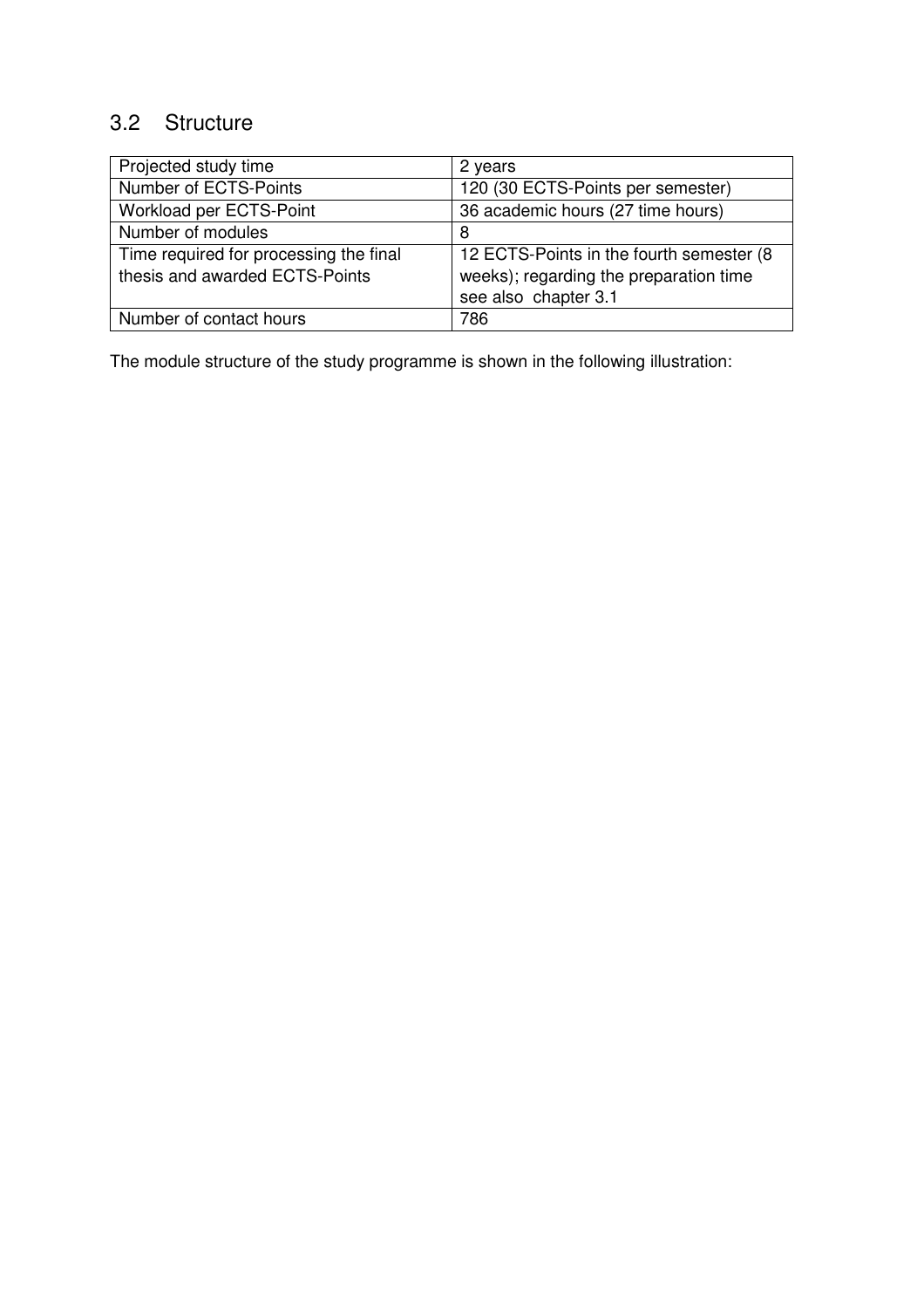## 3.2 Structure

| Projected study time | 2 years |
|---|---|
| Number of ECTS-Points | 120 (30 ECTS-Points per semester) |
| Workload per ECTS-Point | 36 academic hours (27 time hours) |
| Number of modules | 8 |
| Time required for processing the final thesis and awarded ECTS-Points | 12 ECTS-Points in the fourth semester (8 weeks); regarding the preparation time see also chapter 3.1 |
| Number of contact hours | 786 |

The module structure of the study programme is shown in the following illustration: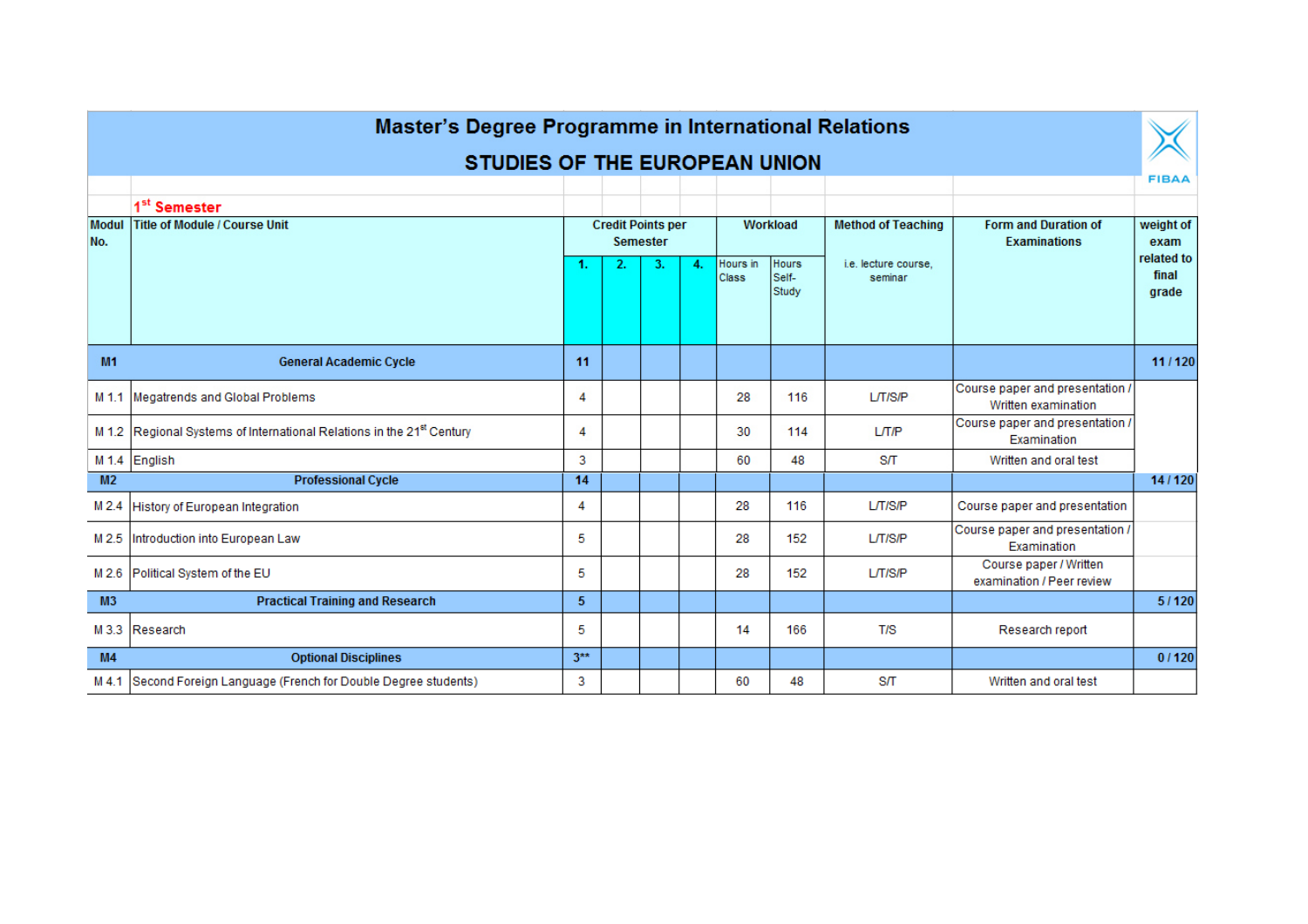# Master's Degree Programme in International Relations

## STUDIES OF THE EUROPEAN UNION

FIBAA

**1st Semester**

| Modul No. | Title of Module / Course Unit | Credit Points per Semester | | | | Workload | | Method of Teaching | Form and Duration of Examinations | weight of exam related to final grade |
|---|---|---|---|---|---|---|---|---|---|---|
| | | 1. | 2. | 3. | 4. | Hours in Class | Hours Self-Study | i.e. lecture course, seminar | | |
| **M1** | **General Academic Cycle** | **11** | | | | | | | | **11 / 120** |
| M 1.1 | Megatrends and Global Problems | 4 | | | | 28 | 116 | L/T/S/P | Course paper and presentation / Written examination | |
| M 1.2 | Regional Systems of International Relations in the 21st Century | 4 | | | | 30 | 114 | L/T/P | Course paper and presentation / Examination | |
| M 1.4 | English | 3 | | | | 60 | 48 | S/T | Written and oral test | |
| **M2** | **Professional Cycle** | **14** | | | | | | | | **14 / 120** |
| M 2.4 | History of European Integration | 4 | | | | 28 | 116 | L/T/S/P | Course paper and presentation | |
| M 2.5 | Introduction into European Law | 5 | | | | 28 | 152 | L/T/S/P | Course paper and presentation / Examination | |
| M 2.6 | Political System of the EU | 5 | | | | 28 | 152 | L/T/S/P | Course paper / Written examination / Peer review | |
| **M3** | **Practical Training and Research** | **5** | | | | | | | | **5 / 120** |
| M 3.3 | Research | 5 | | | | 14 | 166 | T/S | Research report | |
| **M4** | **Optional Disciplines** | **3**\*\* | | | | | | | | **0 / 120** |
| M 4.1 | Second Foreign Language (French for Double Degree students) | 3 | | | | 60 | 48 | S/T | Written and oral test | |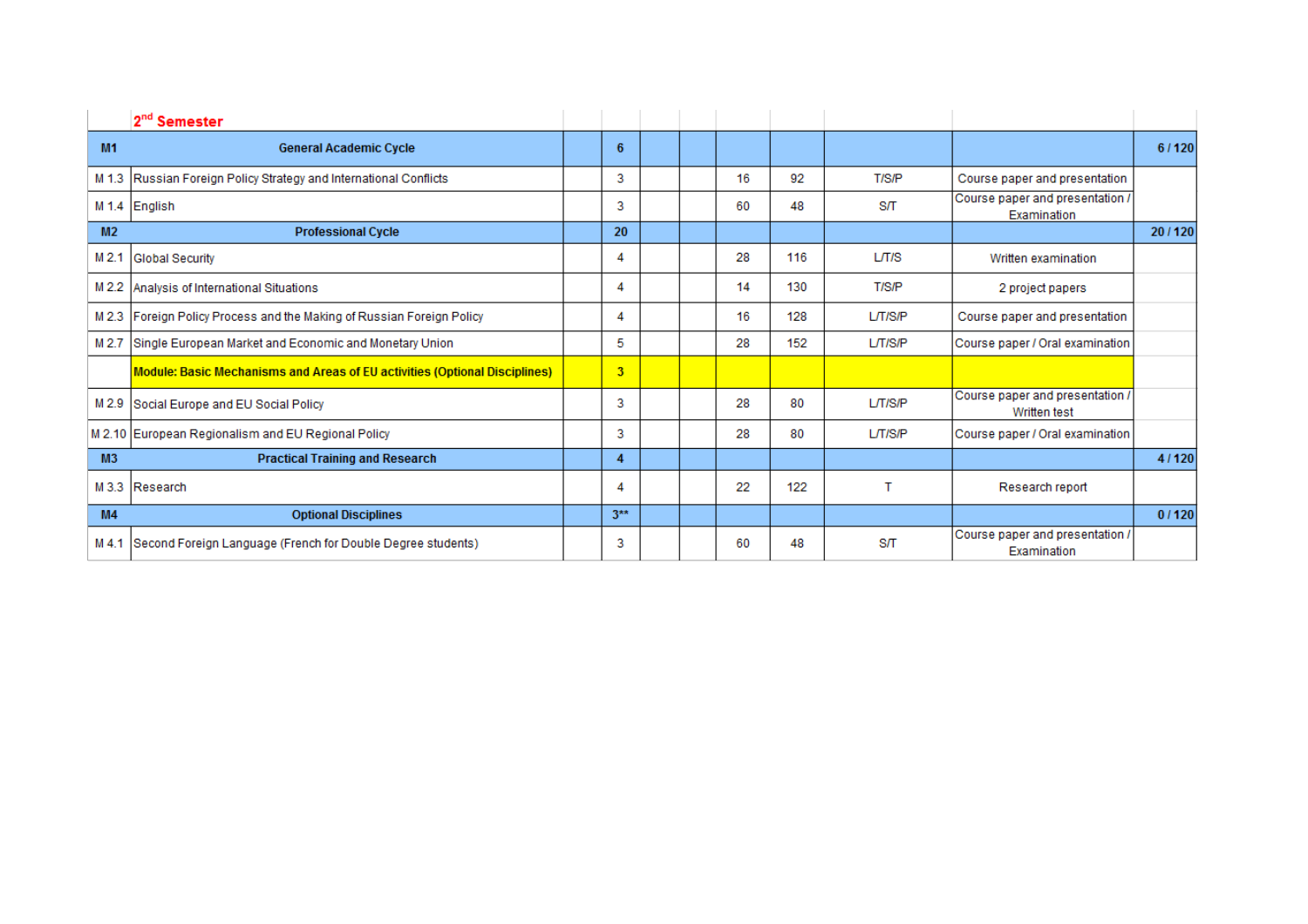## 2nd Semester

| | | | | | | | | | | |
|---|---|---|---|---|---|---|---|---|---|---|
| **M1** | **General Academic Cycle** | | **6** | | | | | | | **6 / 120** |
| M 1.3 | Russian Foreign Policy Strategy and International Conflicts | | 3 | | | 16 | 92 | T/S/P | Course paper and presentation | |
| M 1.4 | English | | 3 | | | 60 | 48 | S/T | Course paper and presentation / Examination | |
| **M2** | **Professional Cycle** | | **20** | | | | | | | **20 / 120** |
| M 2.1 | Global Security | | 4 | | | 28 | 116 | L/T/S | Written examination | |
| M 2.2 | Analysis of International Situations | | 4 | | | 14 | 130 | T/S/P | 2 project papers | |
| M 2.3 | Foreign Policy Process and the Making of Russian Foreign Policy | | 4 | | | 16 | 128 | L/T/S/P | Course paper and presentation | |
| M 2.7 | Single European Market and Economic and Monetary Union | | 5 | | | 28 | 152 | L/T/S/P | Course paper / Oral examination | |
| | **Module: Basic Mechanisms and Areas of EU activities (Optional Disciplines)** | | **3** | | | | | | | |
| M 2.9 | Social Europe and EU Social Policy | | 3 | | | 28 | 80 | L/T/S/P | Course paper and presentation / Written test | |
| M 2.10 | European Regionalism and EU Regional Policy | | 3 | | | 28 | 80 | L/T/S/P | Course paper / Oral examination | |
| **M3** | **Practical Training and Research** | | **4** | | | | | | | **4 / 120** |
| M 3.3 | Research | | 4 | | | 22 | 122 | T | Research report | |
| **M4** | **Optional Disciplines** | | **3**** | | | | | | | **0 / 120** |
| M 4.1 | Second Foreign Language (French for Double Degree students) | | 3 | | | 60 | 48 | S/T | Course paper and presentation / Examination | |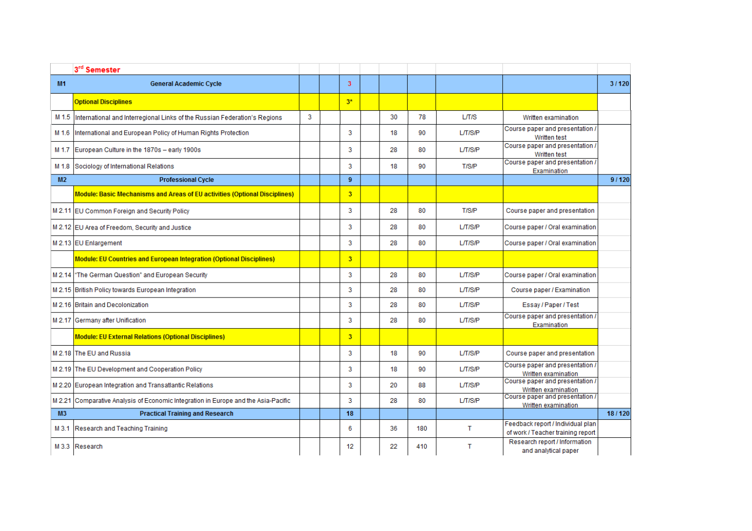| | 3rd Semester | | | | | | | | | |
|---|---|---|---|---|---|---|---|---|---|---|
| **M1** | **General Academic Cycle** | | | 3 | | | | | | **3 / 120** |
| | **Optional Disciplines** | | | **3*** | | | | | | |
| M 1.5 | International and Interregional Links of the Russian Federation's Regions | 3 | | | | 30 | 78 | L/T/S | Written examination | |
| M 1.6 | International and European Policy of Human Rights Protection | | | 3 | | 18 | 90 | L/T/S/P | Course paper and presentation / Written test | |
| M 1.7 | European Culture in the 1870s – early 1900s | | | 3 | | 28 | 80 | L/T/S/P | Course paper and presentation / Written test | |
| M 1.8 | Sociology of International Relations | | | 3 | | 18 | 90 | T/S/P | Course paper and presentation / Examination | |
| **M2** | **Professional Cycle** | | | **9** | | | | | | **9 / 120** |
| | **Module: Basic Mechanisms and Areas of EU activities (Optional Disciplines)** | | | **3** | | | | | | |
| M 2.11 | EU Common Foreign and Security Policy | | | 3 | | 28 | 80 | T/S/P | Course paper and presentation | |
| M 2.12 | EU Area of Freedom, Security and Justice | | | 3 | | 28 | 80 | L/T/S/P | Course paper / Oral examination | |
| M 2.13 | EU Enlargement | | | 3 | | 28 | 80 | L/T/S/P | Course paper / Oral examination | |
| | **Module: EU Countries and European Integration (Optional Disciplines)** | | | **3** | | | | | | |
| M 2.14 | "The German Question" and European Security | | | 3 | | 28 | 80 | L/T/S/P | Course paper / Oral examination | |
| M 2.15 | British Policy towards European Integration | | | 3 | | 28 | 80 | L/T/S/P | Course paper / Examination | |
| M 2.16 | Britain and Decolonization | | | 3 | | 28 | 80 | L/T/S/P | Essay / Paper / Test | |
| M 2.17 | Germany after Unification | | | 3 | | 28 | 80 | L/T/S/P | Course paper and presentation / Examination | |
| | **Module: EU External Relations (Optional Disciplines)** | | | **3** | | | | | | |
| M 2.18 | The EU and Russia | | | 3 | | 18 | 90 | L/T/S/P | Course paper and presentation | |
| M 2.19 | The EU Development and Cooperation Policy | | | 3 | | 18 | 90 | L/T/S/P | Course paper and presentation / Written examination | |
| M 2.20 | European Integration and Transatlantic Relations | | | 3 | | 20 | 88 | L/T/S/P | Course paper and presentation / Written examination | |
| M 2.21 | Comparative Analysis of Economic Integration in Europe and the Asia-Pacific | | | 3 | | 28 | 80 | L/T/S/P | Course paper and presentation / Written examination | |
| **M3** | **Practical Training and Research** | | | **18** | | | | | | **18 / 120** |
| M 3.1 | Research and Teaching Training | | | 6 | | 36 | 180 | T | Feedback report / Individual plan of work / Teacher training report | |
| M 3.3 | Research | | | 12 | | 22 | 410 | T | Research report / Information and analytical paper | |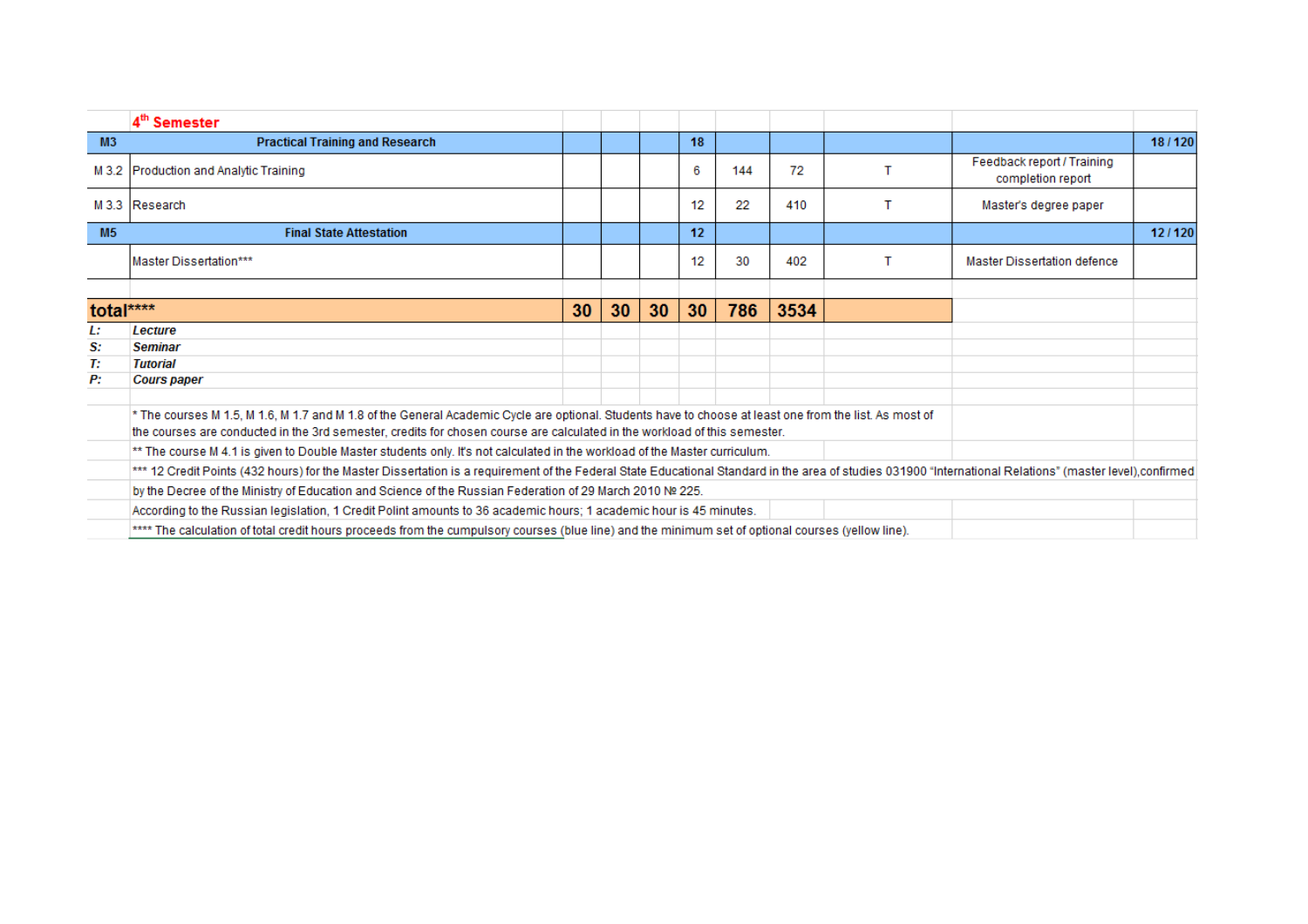| | 4th Semester | | | | | | | | | |
|---|---|---|---|---|---|---|---|---|---|---|
| **M3** | **Practical Training and Research** | | | | **18** | | | | | **18 / 120** |
| M 3.2 | Production and Analytic Training | | | | 6 | 144 | 72 | T | Feedback report / Training completion report | |
| M 3.3 | Research | | | | 12 | 22 | 410 | T | Master's degree paper | |
| **M5** | **Final State Attestation** | | | | **12** | | | | | **12 / 120** |
| | Master Dissertation*** | | | | 12 | 30 | 402 | T | Master Dissertation defence | |
| | | | | | | | | | | |
| **total****** | | **30** | **30** | **30** | **30** | **786** | **3534** | | | |

***L:*** ***Lecture***
***S:*** ***Seminar***
***T:*** ***Tutorial***
***P:*** ***Cours paper***

* The courses M 1.5, M 1.6, M 1.7 and M 1.8 of the General Academic Cycle are optional. Students have to choose at least one from the list. As most of the courses are conducted in the 3rd semester, credits for chosen course are calculated in the workload of this semester.

** The course M 4.1 is given to Double Master students only. It's not calculated in the workload of the Master curriculum.

*** 12 Credit Points (432 hours) for the Master Dissertation is a requirement of the Federal State Educational Standard in the area of studies 031900 "International Relations" (master level),confirmed by the Decree of the Ministry of Education and Science of the Russian Federation of 29 March 2010 № 225.

According to the Russian legislation, 1 Credit Polint amounts to 36 academic hours; 1 academic hour is 45 minutes.

**** The calculation of total credit hours proceeds from the cumpulsory courses (blue line) and the minimum set of optional courses (yellow line).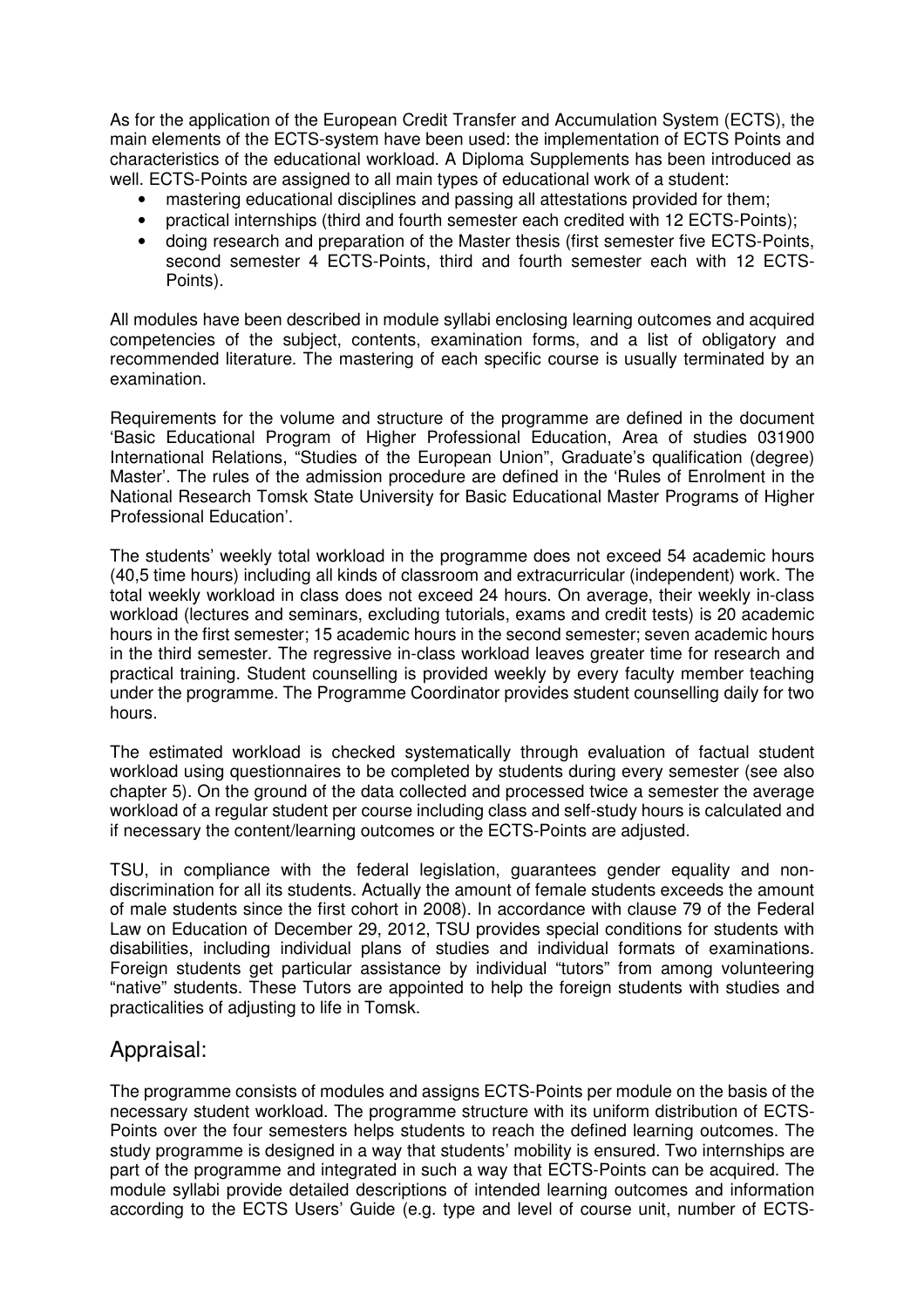As for the application of the European Credit Transfer and Accumulation System (ECTS), the main elements of the ECTS-system have been used: the implementation of ECTS Points and characteristics of the educational workload. A Diploma Supplements has been introduced as well. ECTS-Points are assigned to all main types of educational work of a student:

- mastering educational disciplines and passing all attestations provided for them;
- practical internships (third and fourth semester each credited with 12 ECTS-Points);
- doing research and preparation of the Master thesis (first semester five ECTS-Points, second semester 4 ECTS-Points, third and fourth semester each with 12 ECTS-Points).

All modules have been described in module syllabi enclosing learning outcomes and acquired competencies of the subject, contents, examination forms, and a list of obligatory and recommended literature. The mastering of each specific course is usually terminated by an examination.

Requirements for the volume and structure of the programme are defined in the document 'Basic Educational Program of Higher Professional Education, Area of studies 031900 International Relations, "Studies of the European Union", Graduate's qualification (degree) Master'. The rules of the admission procedure are defined in the 'Rules of Enrolment in the National Research Tomsk State University for Basic Educational Master Programs of Higher Professional Education'.

The students' weekly total workload in the programme does not exceed 54 academic hours (40,5 time hours) including all kinds of classroom and extracurricular (independent) work. The total weekly workload in class does not exceed 24 hours. On average, their weekly in-class workload (lectures and seminars, excluding tutorials, exams and credit tests) is 20 academic hours in the first semester; 15 academic hours in the second semester; seven academic hours in the third semester. The regressive in-class workload leaves greater time for research and practical training. Student counselling is provided weekly by every faculty member teaching under the programme. The Programme Coordinator provides student counselling daily for two hours.

The estimated workload is checked systematically through evaluation of factual student workload using questionnaires to be completed by students during every semester (see also chapter 5). On the ground of the data collected and processed twice a semester the average workload of a regular student per course including class and self-study hours is calculated and if necessary the content/learning outcomes or the ECTS-Points are adjusted.

TSU, in compliance with the federal legislation, guarantees gender equality and non-discrimination for all its students. Actually the amount of female students exceeds the amount of male students since the first cohort in 2008). In accordance with clause 79 of the Federal Law on Education of December 29, 2012, TSU provides special conditions for students with disabilities, including individual plans of studies and individual formats of examinations. Foreign students get particular assistance by individual "tutors" from among volunteering "native" students. These Tutors are appointed to help the foreign students with studies and practicalities of adjusting to life in Tomsk.

## Appraisal:

The programme consists of modules and assigns ECTS-Points per module on the basis of the necessary student workload. The programme structure with its uniform distribution of ECTS-Points over the four semesters helps students to reach the defined learning outcomes. The study programme is designed in a way that students' mobility is ensured. Two internships are part of the programme and integrated in such a way that ECTS-Points can be acquired. The module syllabi provide detailed descriptions of intended learning outcomes and information according to the ECTS Users' Guide (e.g. type and level of course unit, number of ECTS-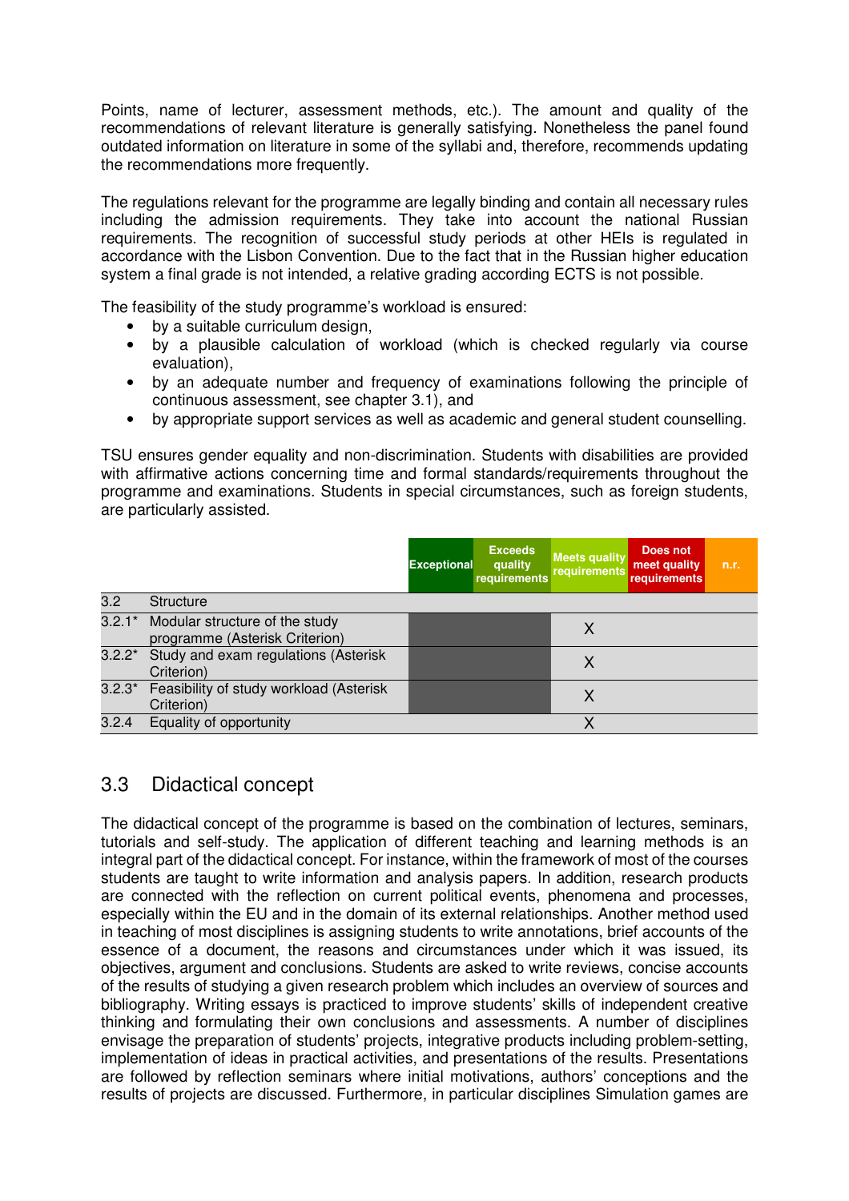Points, name of lecturer, assessment methods, etc.). The amount and quality of the recommendations of relevant literature is generally satisfying. Nonetheless the panel found outdated information on literature in some of the syllabi and, therefore, recommends updating the recommendations more frequently.

The regulations relevant for the programme are legally binding and contain all necessary rules including the admission requirements. They take into account the national Russian requirements. The recognition of successful study periods at other HEIs is regulated in accordance with the Lisbon Convention. Due to the fact that in the Russian higher education system a final grade is not intended, a relative grading according ECTS is not possible.

The feasibility of the study programme's workload is ensured:

- by a suitable curriculum design,
- by a plausible calculation of workload (which is checked regularly via course evaluation),
- by an adequate number and frequency of examinations following the principle of continuous assessment, see chapter 3.1), and
- by appropriate support services as well as academic and general student counselling.

TSU ensures gender equality and non-discrimination. Students with disabilities are provided with affirmative actions concerning time and formal standards/requirements throughout the programme and examinations. Students in special circumstances, such as foreign students, are particularly assisted.

| | | Exceptional | Exceeds quality requirements | Meets quality requirements | Does not meet quality requirements | n.r. |
|---|---|---|---|---|---|---|
| 3.2 | Structure | | | | | |
| 3.2.1* | Modular structure of the study programme (Asterisk Criterion) | | | X | | |
| 3.2.2* | Study and exam regulations (Asterisk Criterion) | | | X | | |
| 3.2.3* | Feasibility of study workload (Asterisk Criterion) | | | X | | |
| 3.2.4 | Equality of opportunity | | | X | | |

## 3.3 Didactical concept

The didactical concept of the programme is based on the combination of lectures, seminars, tutorials and self-study. The application of different teaching and learning methods is an integral part of the didactical concept. For instance, within the framework of most of the courses students are taught to write information and analysis papers. In addition, research products are connected with the reflection on current political events, phenomena and processes, especially within the EU and in the domain of its external relationships. Another method used in teaching of most disciplines is assigning students to write annotations, brief accounts of the essence of a document, the reasons and circumstances under which it was issued, its objectives, argument and conclusions. Students are asked to write reviews, concise accounts of the results of studying a given research problem which includes an overview of sources and bibliography. Writing essays is practiced to improve students' skills of independent creative thinking and formulating their own conclusions and assessments. A number of disciplines envisage the preparation of students' projects, integrative products including problem-setting, implementation of ideas in practical activities, and presentations of the results. Presentations are followed by reflection seminars where initial motivations, authors' conceptions and the results of projects are discussed. Furthermore, in particular disciplines Simulation games are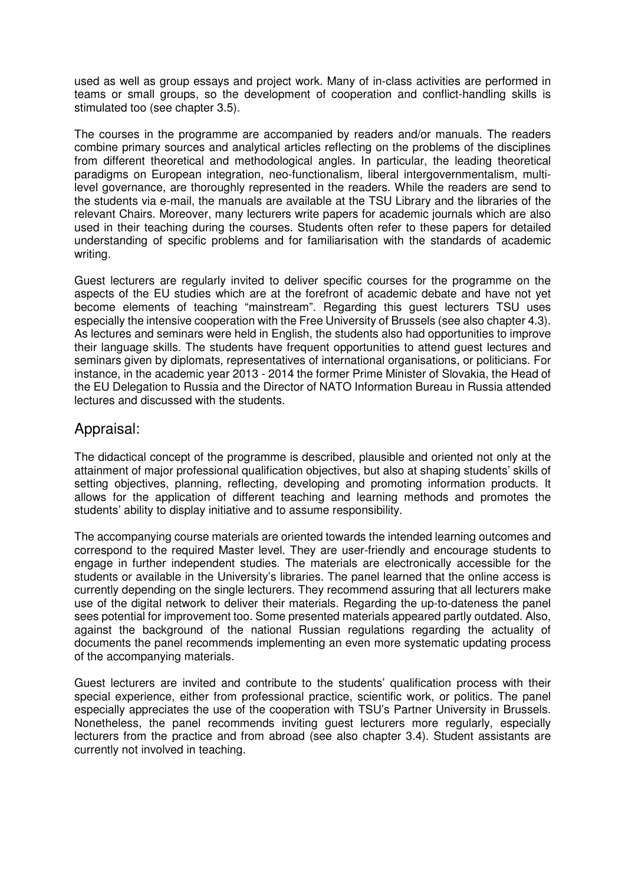used as well as group essays and project work. Many of in-class activities are performed in teams or small groups, so the development of cooperation and conflict-handling skills is stimulated too (see chapter 3.5).

The courses in the programme are accompanied by readers and/or manuals. The readers combine primary sources and analytical articles reflecting on the problems of the disciplines from different theoretical and methodological angles. In particular, the leading theoretical paradigms on European integration, neo-functionalism, liberal intergovernmentalism, multi-level governance, are thoroughly represented in the readers. While the readers are send to the students via e-mail, the manuals are available at the TSU Library and the libraries of the relevant Chairs. Moreover, many lecturers write papers for academic journals which are also used in their teaching during the courses. Students often refer to these papers for detailed understanding of specific problems and for familiarisation with the standards of academic writing.

Guest lecturers are regularly invited to deliver specific courses for the programme on the aspects of the EU studies which are at the forefront of academic debate and have not yet become elements of teaching "mainstream". Regarding this guest lecturers TSU uses especially the intensive cooperation with the Free University of Brussels (see also chapter 4.3). As lectures and seminars were held in English, the students also had opportunities to improve their language skills. The students have frequent opportunities to attend guest lectures and seminars given by diplomats, representatives of international organisations, or politicians. For instance, in the academic year 2013 - 2014 the former Prime Minister of Slovakia, the Head of the EU Delegation to Russia and the Director of NATO Information Bureau in Russia attended lectures and discussed with the students.

## Appraisal:

The didactical concept of the programme is described, plausible and oriented not only at the attainment of major professional qualification objectives, but also at shaping students' skills of setting objectives, planning, reflecting, developing and promoting information products. It allows for the application of different teaching and learning methods and promotes the students' ability to display initiative and to assume responsibility.

The accompanying course materials are oriented towards the intended learning outcomes and correspond to the required Master level. They are user-friendly and encourage students to engage in further independent studies. The materials are electronically accessible for the students or available in the University's libraries. The panel learned that the online access is currently depending on the single lecturers. They recommend assuring that all lecturers make use of the digital network to deliver their materials. Regarding the up-to-dateness the panel sees potential for improvement too. Some presented materials appeared partly outdated. Also, against the background of the national Russian regulations regarding the actuality of documents the panel recommends implementing an even more systematic updating process of the accompanying materials.

Guest lecturers are invited and contribute to the students' qualification process with their special experience, either from professional practice, scientific work, or politics. The panel especially appreciates the use of the cooperation with TSU's Partner University in Brussels. Nonetheless, the panel recommends inviting guest lecturers more regularly, especially lecturers from the practice and from abroad (see also chapter 3.4). Student assistants are currently not involved in teaching.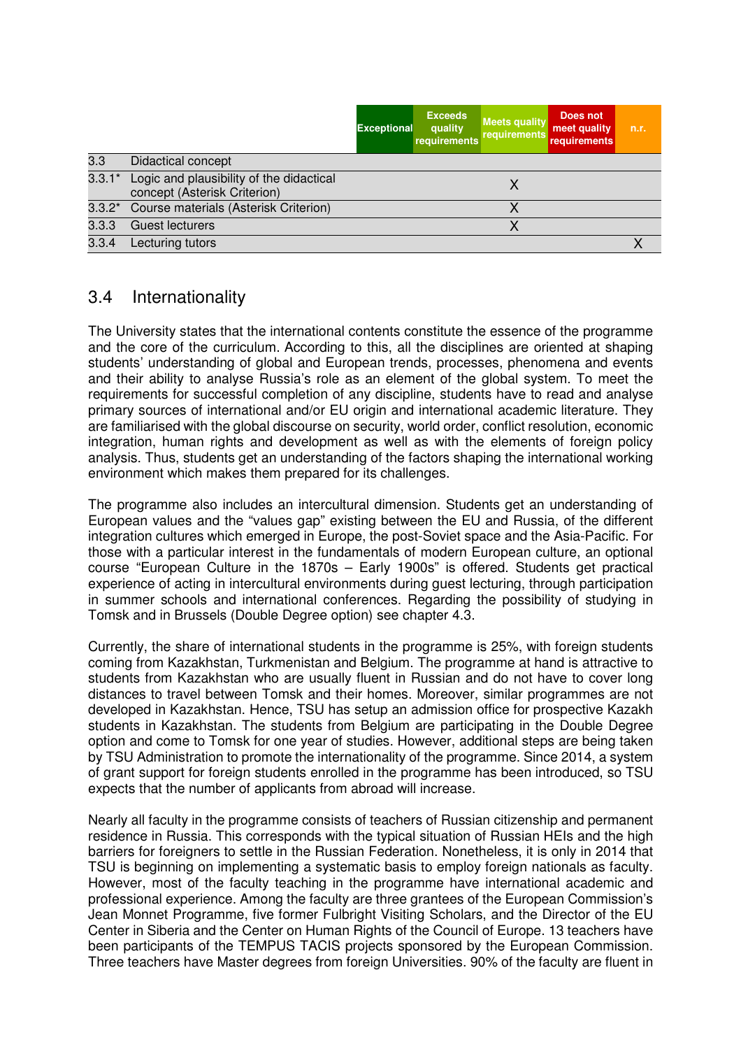| | | Exceptional | Exceeds quality requirements | Meets quality requirements | Does not meet quality requirements | n.r. |
|---|---|---|---|---|---|---|
| 3.3 | Didactical concept | | | | | |
| 3.3.1* | Logic and plausibility of the didactical concept (Asterisk Criterion) | | | X | | |
| 3.3.2* | Course materials (Asterisk Criterion) | | | X | | |
| 3.3.3 | Guest lecturers | | | X | | |
| 3.3.4 | Lecturing tutors | | | | | X |

## 3.4 Internationality

The University states that the international contents constitute the essence of the programme and the core of the curriculum. According to this, all the disciplines are oriented at shaping students' understanding of global and European trends, processes, phenomena and events and their ability to analyse Russia's role as an element of the global system. To meet the requirements for successful completion of any discipline, students have to read and analyse primary sources of international and/or EU origin and international academic literature. They are familiarised with the global discourse on security, world order, conflict resolution, economic integration, human rights and development as well as with the elements of foreign policy analysis. Thus, students get an understanding of the factors shaping the international working environment which makes them prepared for its challenges.

The programme also includes an intercultural dimension. Students get an understanding of European values and the "values gap" existing between the EU and Russia, of the different integration cultures which emerged in Europe, the post-Soviet space and the Asia-Pacific. For those with a particular interest in the fundamentals of modern European culture, an optional course "European Culture in the 1870s – Early 1900s" is offered. Students get practical experience of acting in intercultural environments during guest lecturing, through participation in summer schools and international conferences. Regarding the possibility of studying in Tomsk and in Brussels (Double Degree option) see chapter 4.3.

Currently, the share of international students in the programme is 25%, with foreign students coming from Kazakhstan, Turkmenistan and Belgium. The programme at hand is attractive to students from Kazakhstan who are usually fluent in Russian and do not have to cover long distances to travel between Tomsk and their homes. Moreover, similar programmes are not developed in Kazakhstan. Hence, TSU has setup an admission office for prospective Kazakh students in Kazakhstan. The students from Belgium are participating in the Double Degree option and come to Tomsk for one year of studies. However, additional steps are being taken by TSU Administration to promote the internationality of the programme. Since 2014, a system of grant support for foreign students enrolled in the programme has been introduced, so TSU expects that the number of applicants from abroad will increase.

Nearly all faculty in the programme consists of teachers of Russian citizenship and permanent residence in Russia. This corresponds with the typical situation of Russian HEIs and the high barriers for foreigners to settle in the Russian Federation. Nonetheless, it is only in 2014 that TSU is beginning on implementing a systematic basis to employ foreign nationals as faculty. However, most of the faculty teaching in the programme have international academic and professional experience. Among the faculty are three grantees of the European Commission's Jean Monnet Programme, five former Fulbright Visiting Scholars, and the Director of the EU Center in Siberia and the Center on Human Rights of the Council of Europe. 13 teachers have been participants of the TEMPUS TACIS projects sponsored by the European Commission. Three teachers have Master degrees from foreign Universities. 90% of the faculty are fluent in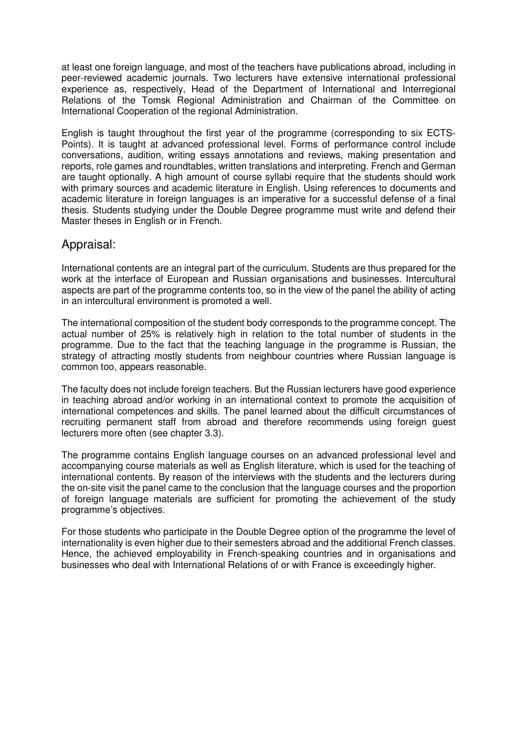at least one foreign language, and most of the teachers have publications abroad, including in peer-reviewed academic journals. Two lecturers have extensive international professional experience as, respectively, Head of the Department of International and Interregional Relations of the Tomsk Regional Administration and Chairman of the Committee on International Cooperation of the regional Administration.

English is taught throughout the first year of the programme (corresponding to six ECTS-Points). It is taught at advanced professional level. Forms of performance control include conversations, audition, writing essays annotations and reviews, making presentation and reports, role games and roundtables, written translations and interpreting. French and German are taught optionally. A high amount of course syllabi require that the students should work with primary sources and academic literature in English. Using references to documents and academic literature in foreign languages is an imperative for a successful defense of a final thesis. Students studying under the Double Degree programme must write and defend their Master theses in English or in French.

## Appraisal:

International contents are an integral part of the curriculum. Students are thus prepared for the work at the interface of European and Russian organisations and businesses. Intercultural aspects are part of the programme contents too, so in the view of the panel the ability of acting in an intercultural environment is promoted a well.

The international composition of the student body corresponds to the programme concept. The actual number of 25% is relatively high in relation to the total number of students in the programme. Due to the fact that the teaching language in the programme is Russian, the strategy of attracting mostly students from neighbour countries where Russian language is common too, appears reasonable.

The faculty does not include foreign teachers. But the Russian lecturers have good experience in teaching abroad and/or working in an international context to promote the acquisition of international competences and skills. The panel learned about the difficult circumstances of recruiting permanent staff from abroad and therefore recommends using foreign guest lecturers more often (see chapter 3.3).

The programme contains English language courses on an advanced professional level and accompanying course materials as well as English literature, which is used for the teaching of international contents. By reason of the interviews with the students and the lecturers during the on-site visit the panel came to the conclusion that the language courses and the proportion of foreign language materials are sufficient for promoting the achievement of the study programme's objectives.

For those students who participate in the Double Degree option of the programme the level of internationality is even higher due to their semesters abroad and the additional French classes. Hence, the achieved employability in French-speaking countries and in organisations and businesses who deal with International Relations of or with France is exceedingly higher.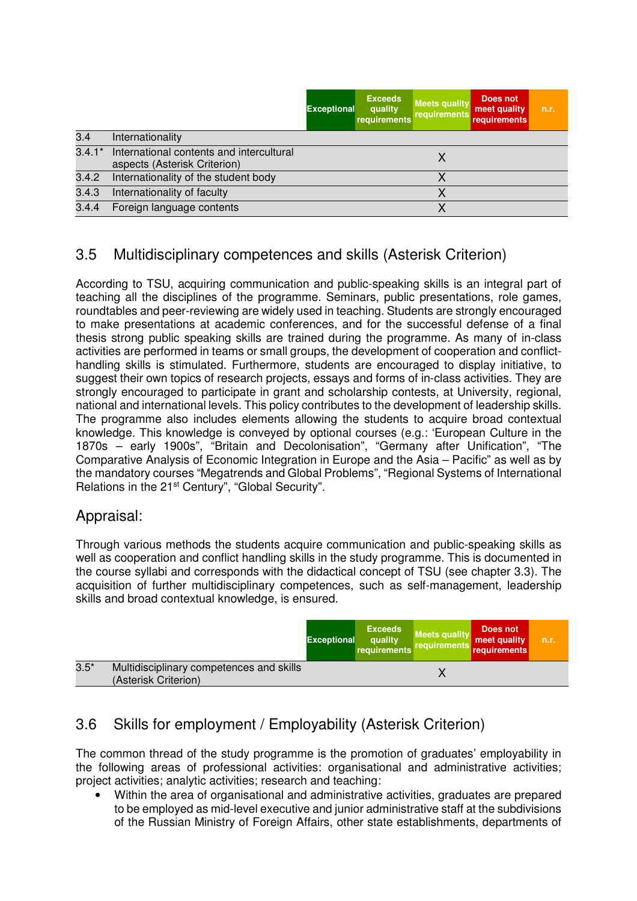| | | Exceptional | Exceeds quality requirements | Meets quality requirements | Does not meet quality requirements | n.r. |
|---|---|---|---|---|---|---|
| 3.4 | Internationality | | | | | |
| 3.4.1* | International contents and intercultural aspects (Asterisk Criterion) | | | X | | |
| 3.4.2 | Internationality of the student body | | | X | | |
| 3.4.3 | Internationality of faculty | | | X | | |
| 3.4.4 | Foreign language contents | | | X | | |

## 3.5 Multidisciplinary competences and skills (Asterisk Criterion)

According to TSU, acquiring communication and public-speaking skills is an integral part of teaching all the disciplines of the programme. Seminars, public presentations, role games, roundtables and peer-reviewing are widely used in teaching. Students are strongly encouraged to make presentations at academic conferences, and for the successful defense of a final thesis strong public speaking skills are trained during the programme. As many of in-class activities are performed in teams or small groups, the development of cooperation and conflict-handling skills is stimulated. Furthermore, students are encouraged to display initiative, to suggest their own topics of research projects, essays and forms of in-class activities. They are strongly encouraged to participate in grant and scholarship contests, at University, regional, national and international levels. This policy contributes to the development of leadership skills. The programme also includes elements allowing the students to acquire broad contextual knowledge. This knowledge is conveyed by optional courses (e.g.: 'European Culture in the 1870s – early 1900s", "Britain and Decolonisation", "Germany after Unification", "The Comparative Analysis of Economic Integration in Europe and the Asia – Pacific" as well as by the mandatory courses "Megatrends and Global Problems", "Regional Systems of International Relations in the 21st Century", "Global Security".

### Appraisal:

Through various methods the students acquire communication and public-speaking skills as well as cooperation and conflict handling skills in the study programme. This is documented in the course syllabi and corresponds with the didactical concept of TSU (see chapter 3.3). The acquisition of further multidisciplinary competences, such as self-management, leadership skills and broad contextual knowledge, is ensured.

| | | Exceptional | Exceeds quality requirements | Meets quality requirements | Does not meet quality requirements | n.r. |
|---|---|---|---|---|---|---|
| 3.5* | Multidisciplinary competences and skills (Asterisk Criterion) | | | X | | |

## 3.6 Skills for employment / Employability (Asterisk Criterion)

The common thread of the study programme is the promotion of graduates' employability in the following areas of professional activities: organisational and administrative activities; project activities; analytic activities; research and teaching:

- Within the area of organisational and administrative activities, graduates are prepared to be employed as mid-level executive and junior administrative staff at the subdivisions of the Russian Ministry of Foreign Affairs, other state establishments, departments of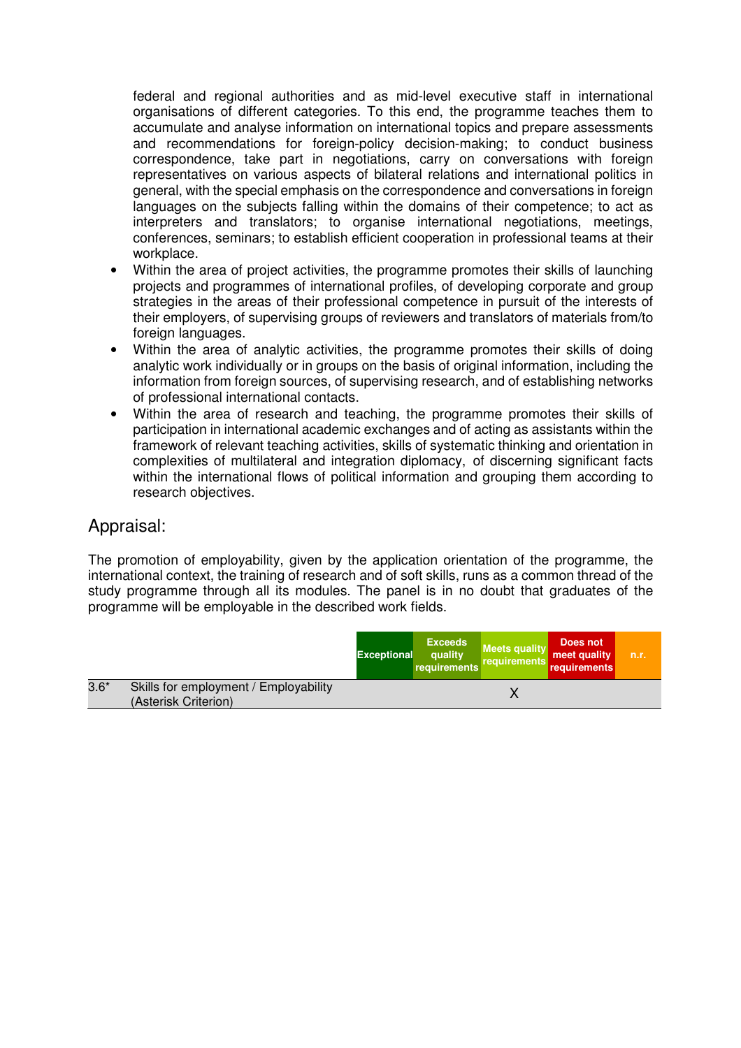federal and regional authorities and as mid-level executive staff in international organisations of different categories. To this end, the programme teaches them to accumulate and analyse information on international topics and prepare assessments and recommendations for foreign-policy decision-making; to conduct business correspondence, take part in negotiations, carry on conversations with foreign representatives on various aspects of bilateral relations and international politics in general, with the special emphasis on the correspondence and conversations in foreign languages on the subjects falling within the domains of their competence; to act as interpreters and translators; to organise international negotiations, meetings, conferences, seminars; to establish efficient cooperation in professional teams at their workplace.

- Within the area of project activities, the programme promotes their skills of launching projects and programmes of international profiles, of developing corporate and group strategies in the areas of their professional competence in pursuit of the interests of their employers, of supervising groups of reviewers and translators of materials from/to foreign languages.
- Within the area of analytic activities, the programme promotes their skills of doing analytic work individually or in groups on the basis of original information, including the information from foreign sources, of supervising research, and of establishing networks of professional international contacts.
- Within the area of research and teaching, the programme promotes their skills of participation in international academic exchanges and of acting as assistants within the framework of relevant teaching activities, skills of systematic thinking and orientation in complexities of multilateral and integration diplomacy, of discerning significant facts within the international flows of political information and grouping them according to research objectives.

## Appraisal:

The promotion of employability, given by the application orientation of the programme, the international context, the training of research and of soft skills, runs as a common thread of the study programme through all its modules. The panel is in no doubt that graduates of the programme will be employable in the described work fields.

| | | Exceptional | Exceeds quality requirements | Meets quality requirements | Does not meet quality requirements | n.r. |
|---|---|---|---|---|---|---|
| 3.6* | Skills for employment / Employability (Asterisk Criterion) | | | X | | |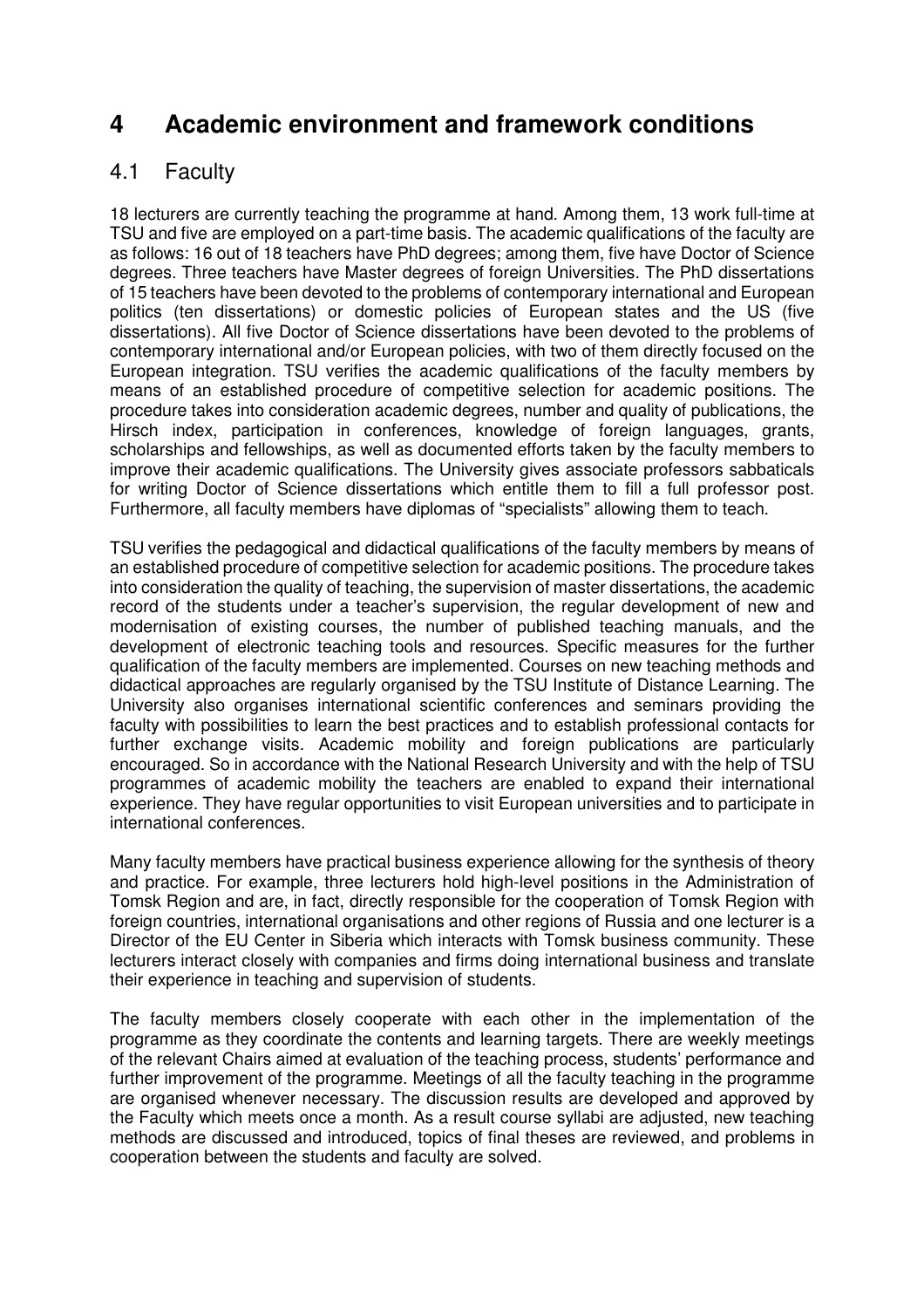# 4 Academic environment and framework conditions

## 4.1 Faculty

18 lecturers are currently teaching the programme at hand. Among them, 13 work full-time at TSU and five are employed on a part-time basis. The academic qualifications of the faculty are as follows: 16 out of 18 teachers have PhD degrees; among them, five have Doctor of Science degrees. Three teachers have Master degrees of foreign Universities. The PhD dissertations of 15 teachers have been devoted to the problems of contemporary international and European politics (ten dissertations) or domestic policies of European states and the US (five dissertations). All five Doctor of Science dissertations have been devoted to the problems of contemporary international and/or European policies, with two of them directly focused on the European integration. TSU verifies the academic qualifications of the faculty members by means of an established procedure of competitive selection for academic positions. The procedure takes into consideration academic degrees, number and quality of publications, the Hirsch index, participation in conferences, knowledge of foreign languages, grants, scholarships and fellowships, as well as documented efforts taken by the faculty members to improve their academic qualifications. The University gives associate professors sabbaticals for writing Doctor of Science dissertations which entitle them to fill a full professor post. Furthermore, all faculty members have diplomas of "specialists" allowing them to teach.

TSU verifies the pedagogical and didactical qualifications of the faculty members by means of an established procedure of competitive selection for academic positions. The procedure takes into consideration the quality of teaching, the supervision of master dissertations, the academic record of the students under a teacher's supervision, the regular development of new and modernisation of existing courses, the number of published teaching manuals, and the development of electronic teaching tools and resources. Specific measures for the further qualification of the faculty members are implemented. Courses on new teaching methods and didactical approaches are regularly organised by the TSU Institute of Distance Learning. The University also organises international scientific conferences and seminars providing the faculty with possibilities to learn the best practices and to establish professional contacts for further exchange visits. Academic mobility and foreign publications are particularly encouraged. So in accordance with the National Research University and with the help of TSU programmes of academic mobility the teachers are enabled to expand their international experience. They have regular opportunities to visit European universities and to participate in international conferences.

Many faculty members have practical business experience allowing for the synthesis of theory and practice. For example, three lecturers hold high-level positions in the Administration of Tomsk Region and are, in fact, directly responsible for the cooperation of Tomsk Region with foreign countries, international organisations and other regions of Russia and one lecturer is a Director of the EU Center in Siberia which interacts with Tomsk business community. These lecturers interact closely with companies and firms doing international business and translate their experience in teaching and supervision of students.

The faculty members closely cooperate with each other in the implementation of the programme as they coordinate the contents and learning targets. There are weekly meetings of the relevant Chairs aimed at evaluation of the teaching process, students' performance and further improvement of the programme. Meetings of all the faculty teaching in the programme are organised whenever necessary. The discussion results are developed and approved by the Faculty which meets once a month. As a result course syllabi are adjusted, new teaching methods are discussed and introduced, topics of final theses are reviewed, and problems in cooperation between the students and faculty are solved.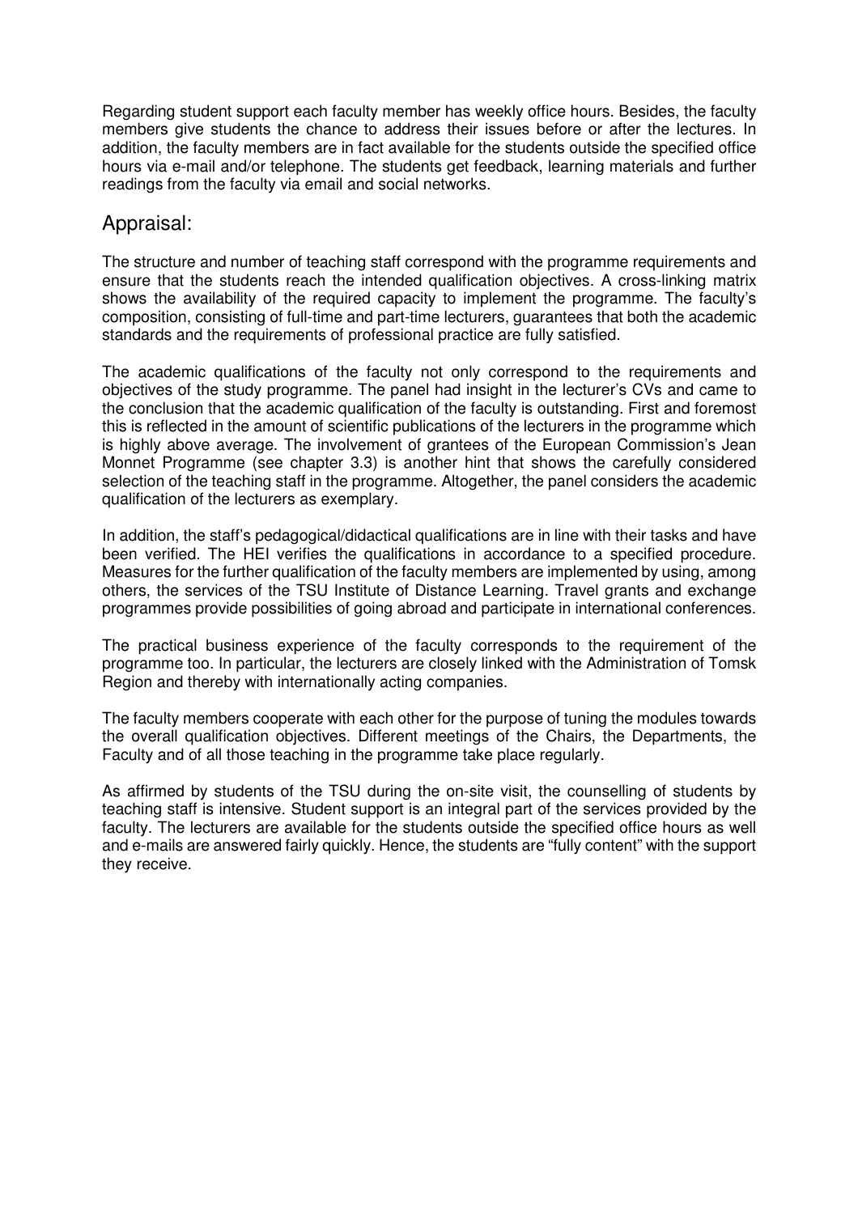Regarding student support each faculty member has weekly office hours. Besides, the faculty members give students the chance to address their issues before or after the lectures. In addition, the faculty members are in fact available for the students outside the specified office hours via e-mail and/or telephone. The students get feedback, learning materials and further readings from the faculty via email and social networks.

## Appraisal:

The structure and number of teaching staff correspond with the programme requirements and ensure that the students reach the intended qualification objectives. A cross-linking matrix shows the availability of the required capacity to implement the programme. The faculty's composition, consisting of full-time and part-time lecturers, guarantees that both the academic standards and the requirements of professional practice are fully satisfied.

The academic qualifications of the faculty not only correspond to the requirements and objectives of the study programme. The panel had insight in the lecturer's CVs and came to the conclusion that the academic qualification of the faculty is outstanding. First and foremost this is reflected in the amount of scientific publications of the lecturers in the programme which is highly above average. The involvement of grantees of the European Commission's Jean Monnet Programme (see chapter 3.3) is another hint that shows the carefully considered selection of the teaching staff in the programme. Altogether, the panel considers the academic qualification of the lecturers as exemplary.

In addition, the staff's pedagogical/didactical qualifications are in line with their tasks and have been verified. The HEI verifies the qualifications in accordance to a specified procedure. Measures for the further qualification of the faculty members are implemented by using, among others, the services of the TSU Institute of Distance Learning. Travel grants and exchange programmes provide possibilities of going abroad and participate in international conferences.

The practical business experience of the faculty corresponds to the requirement of the programme too. In particular, the lecturers are closely linked with the Administration of Tomsk Region and thereby with internationally acting companies.

The faculty members cooperate with each other for the purpose of tuning the modules towards the overall qualification objectives. Different meetings of the Chairs, the Departments, the Faculty and of all those teaching in the programme take place regularly.

As affirmed by students of the TSU during the on-site visit, the counselling of students by teaching staff is intensive. Student support is an integral part of the services provided by the faculty. The lecturers are available for the students outside the specified office hours as well and e-mails are answered fairly quickly. Hence, the students are "fully content" with the support they receive.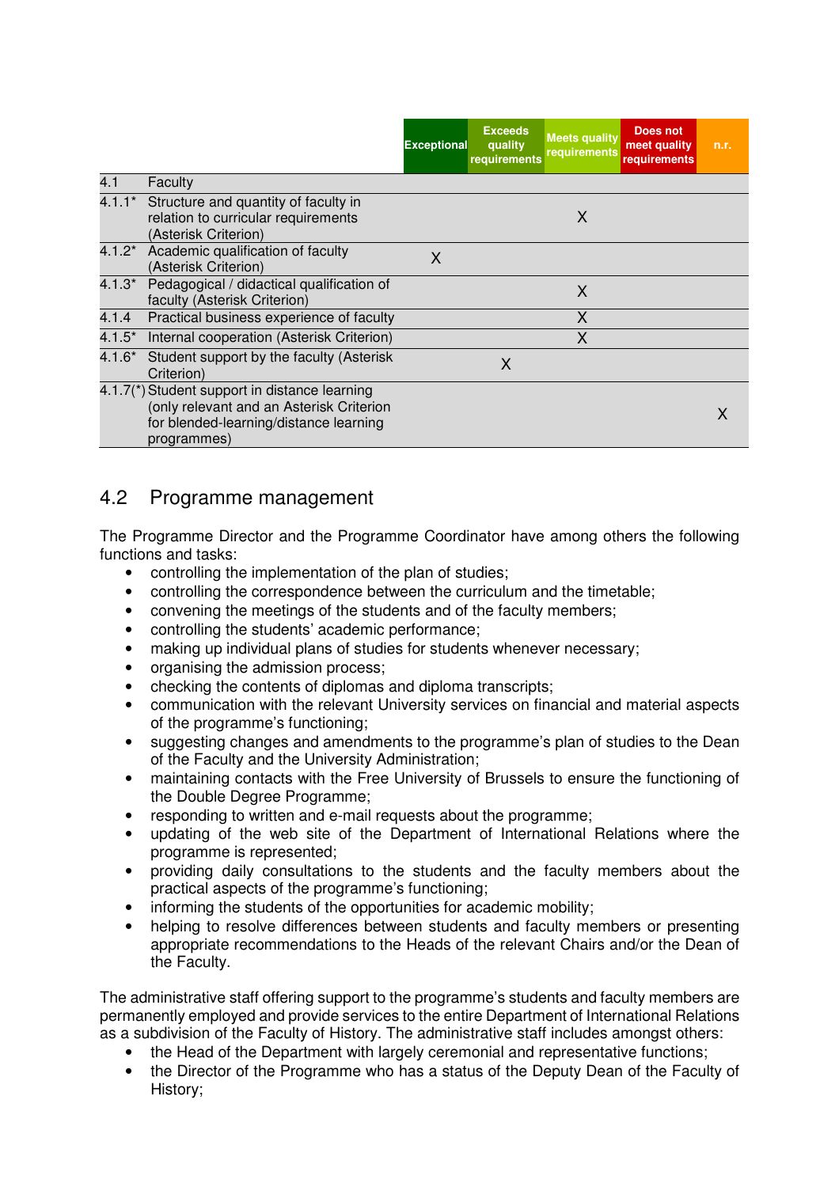| | | Exceptional | Exceeds quality requirements | Meets quality requirements | Does not meet quality requirements | n.r. |
|---|---|---|---|---|---|---|
| 4.1 | Faculty | | | | | |
| 4.1.1* | Structure and quantity of faculty in relation to curricular requirements (Asterisk Criterion) | | | X | | |
| 4.1.2* | Academic qualification of faculty (Asterisk Criterion) | X | | | | |
| 4.1.3* | Pedagogical / didactical qualification of faculty (Asterisk Criterion) | | | X | | |
| 4.1.4 | Practical business experience of faculty | | | X | | |
| 4.1.5* | Internal cooperation (Asterisk Criterion) | | | X | | |
| 4.1.6* | Student support by the faculty (Asterisk Criterion) | | X | | | |
| 4.1.7(*) | Student support in distance learning (only relevant and an Asterisk Criterion for blended-learning/distance learning programmes) | | | | | X |

## 4.2 Programme management

The Programme Director and the Programme Coordinator have among others the following functions and tasks:

- controlling the implementation of the plan of studies;
- controlling the correspondence between the curriculum and the timetable;
- convening the meetings of the students and of the faculty members;
- controlling the students' academic performance;
- making up individual plans of studies for students whenever necessary;
- organising the admission process;
- checking the contents of diplomas and diploma transcripts;
- communication with the relevant University services on financial and material aspects of the programme's functioning;
- suggesting changes and amendments to the programme's plan of studies to the Dean of the Faculty and the University Administration;
- maintaining contacts with the Free University of Brussels to ensure the functioning of the Double Degree Programme;
- responding to written and e-mail requests about the programme;
- updating of the web site of the Department of International Relations where the programme is represented;
- providing daily consultations to the students and the faculty members about the practical aspects of the programme's functioning;
- informing the students of the opportunities for academic mobility;
- helping to resolve differences between students and faculty members or presenting appropriate recommendations to the Heads of the relevant Chairs and/or the Dean of the Faculty.

The administrative staff offering support to the programme's students and faculty members are permanently employed and provide services to the entire Department of International Relations as a subdivision of the Faculty of History. The administrative staff includes amongst others:

- the Head of the Department with largely ceremonial and representative functions;
- the Director of the Programme who has a status of the Deputy Dean of the Faculty of History;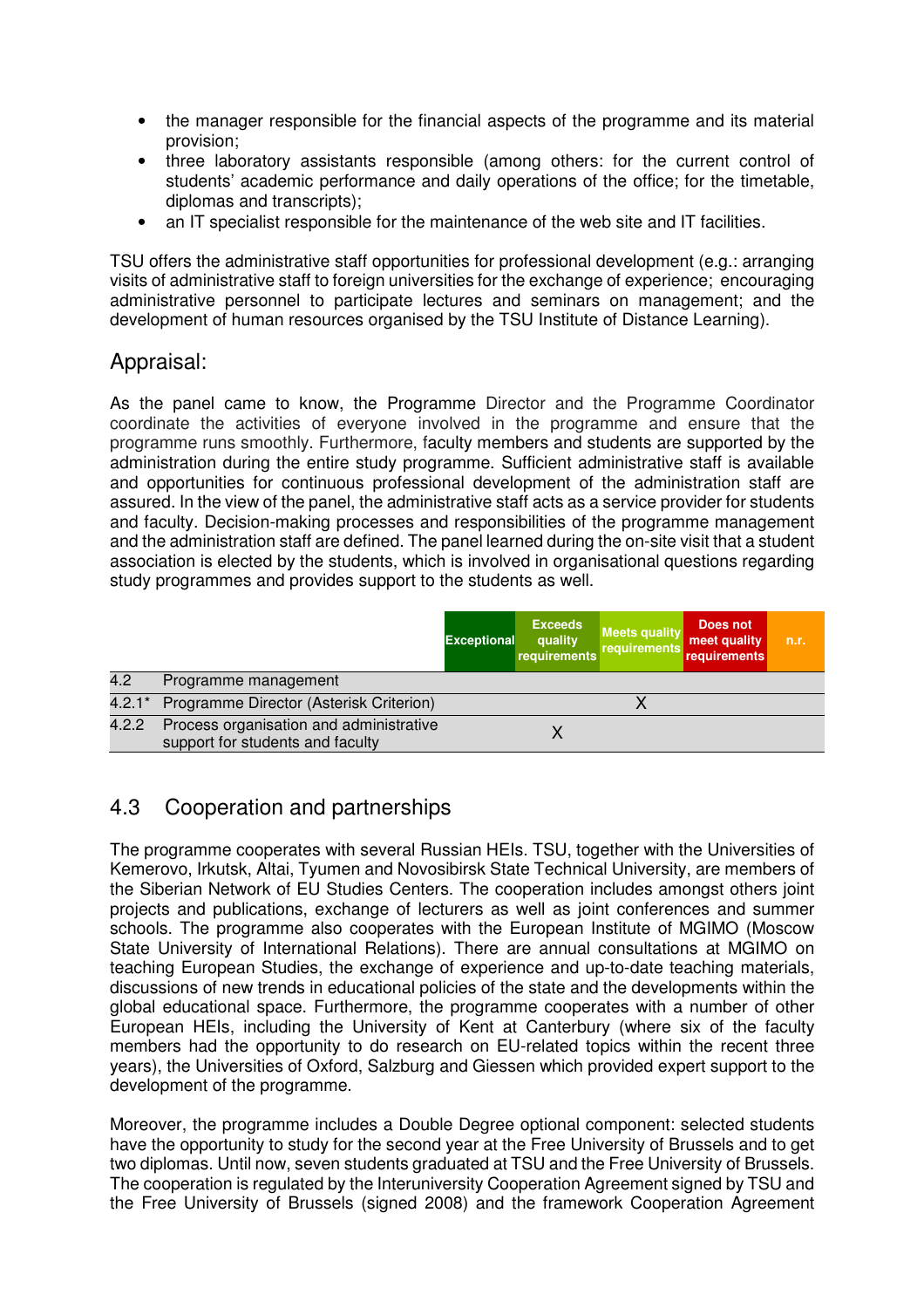- the manager responsible for the financial aspects of the programme and its material provision;
- three laboratory assistants responsible (among others: for the current control of students' academic performance and daily operations of the office; for the timetable, diplomas and transcripts);
- an IT specialist responsible for the maintenance of the web site and IT facilities.

TSU offers the administrative staff opportunities for professional development (e.g.: arranging visits of administrative staff to foreign universities for the exchange of experience; encouraging administrative personnel to participate lectures and seminars on management; and the development of human resources organised by the TSU Institute of Distance Learning).

## Appraisal:

As the panel came to know, the Programme Director and the Programme Coordinator coordinate the activities of everyone involved in the programme and ensure that the programme runs smoothly. Furthermore, faculty members and students are supported by the administration during the entire study programme. Sufficient administrative staff is available and opportunities for continuous professional development of the administration staff are assured. In the view of the panel, the administrative staff acts as a service provider for students and faculty. Decision-making processes and responsibilities of the programme management and the administration staff are defined. The panel learned during the on-site visit that a student association is elected by the students, which is involved in organisational questions regarding study programmes and provides support to the students as well.

| | | Exceptional | Exceeds quality requirements | Meets quality requirements | Does not meet quality requirements | n.r. |
|---|---|---|---|---|---|---|
| 4.2 | Programme management | | | | | |
| 4.2.1* | Programme Director (Asterisk Criterion) | | | X | | |
| 4.2.2 | Process organisation and administrative support for students and faculty | | X | | | |

## 4.3 Cooperation and partnerships

The programme cooperates with several Russian HEIs. TSU, together with the Universities of Kemerovo, Irkutsk, Altai, Tyumen and Novosibirsk State Technical University, are members of the Siberian Network of EU Studies Centers. The cooperation includes amongst others joint projects and publications, exchange of lecturers as well as joint conferences and summer schools. The programme also cooperates with the European Institute of MGIMO (Moscow State University of International Relations). There are annual consultations at MGIMO on teaching European Studies, the exchange of experience and up-to-date teaching materials, discussions of new trends in educational policies of the state and the developments within the global educational space. Furthermore, the programme cooperates with a number of other European HEIs, including the University of Kent at Canterbury (where six of the faculty members had the opportunity to do research on EU-related topics within the recent three years), the Universities of Oxford, Salzburg and Giessen which provided expert support to the development of the programme.

Moreover, the programme includes a Double Degree optional component: selected students have the opportunity to study for the second year at the Free University of Brussels and to get two diplomas. Until now, seven students graduated at TSU and the Free University of Brussels. The cooperation is regulated by the Interuniversity Cooperation Agreement signed by TSU and the Free University of Brussels (signed 2008) and the framework Cooperation Agreement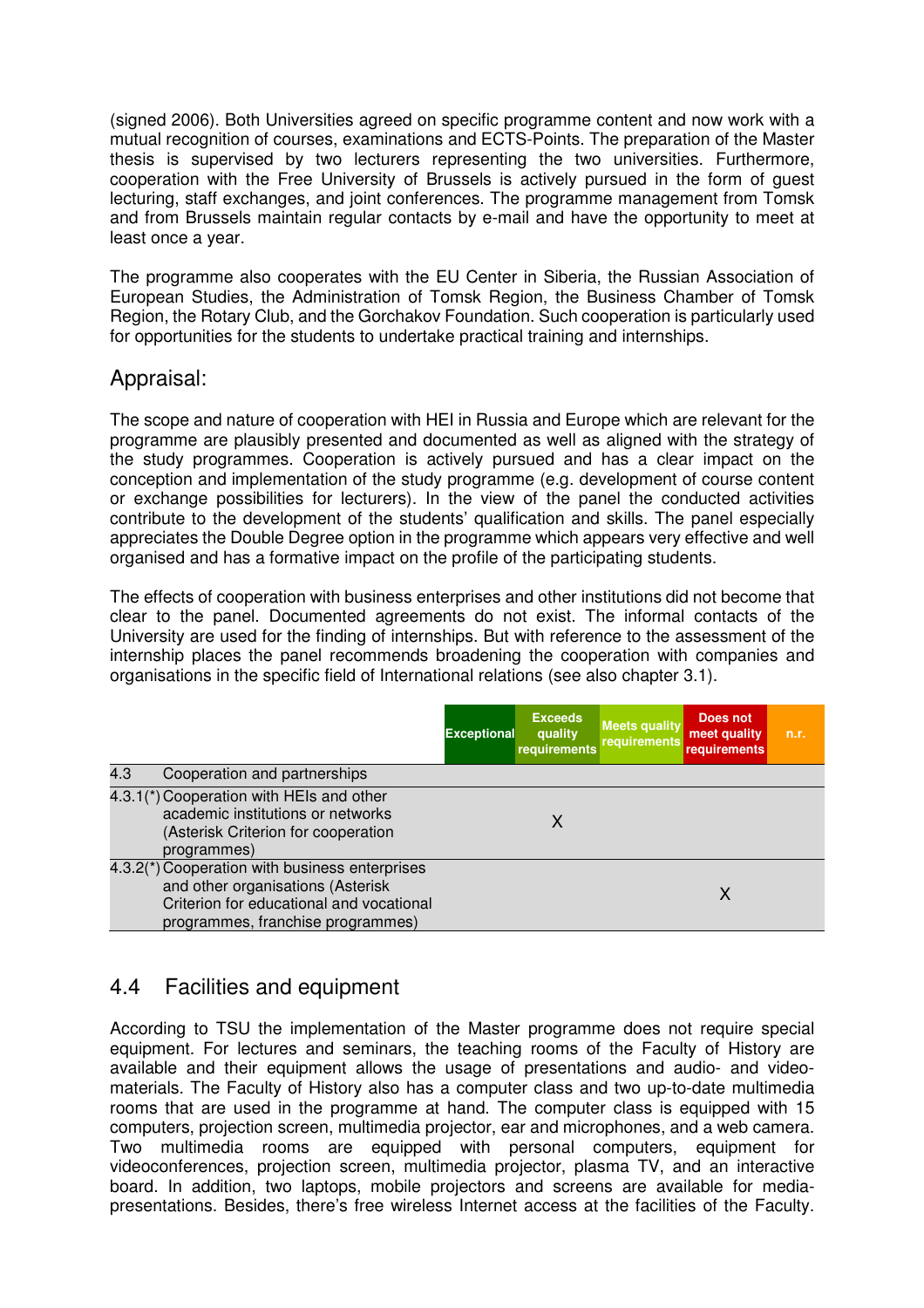(signed 2006). Both Universities agreed on specific programme content and now work with a mutual recognition of courses, examinations and ECTS-Points. The preparation of the Master thesis is supervised by two lecturers representing the two universities. Furthermore, cooperation with the Free University of Brussels is actively pursued in the form of guest lecturing, staff exchanges, and joint conferences. The programme management from Tomsk and from Brussels maintain regular contacts by e-mail and have the opportunity to meet at least once a year.

The programme also cooperates with the EU Center in Siberia, the Russian Association of European Studies, the Administration of Tomsk Region, the Business Chamber of Tomsk Region, the Rotary Club, and the Gorchakov Foundation. Such cooperation is particularly used for opportunities for the students to undertake practical training and internships.

## Appraisal:

The scope and nature of cooperation with HEI in Russia and Europe which are relevant for the programme are plausibly presented and documented as well as aligned with the strategy of the study programmes. Cooperation is actively pursued and has a clear impact on the conception and implementation of the study programme (e.g. development of course content or exchange possibilities for lecturers). In the view of the panel the conducted activities contribute to the development of the students' qualification and skills. The panel especially appreciates the Double Degree option in the programme which appears very effective and well organised and has a formative impact on the profile of the participating students.

The effects of cooperation with business enterprises and other institutions did not become that clear to the panel. Documented agreements do not exist. The informal contacts of the University are used for the finding of internships. But with reference to the assessment of the internship places the panel recommends broadening the cooperation with companies and organisations in the specific field of International relations (see also chapter 3.1).

| | | Exceptional | Exceeds quality requirements | Meets quality requirements | Does not meet quality requirements | n.r. |
|---|---|---|---|---|---|---|
| 4.3 | Cooperation and partnerships | | | | | |
| 4.3.1(*) | Cooperation with HEIs and other academic institutions or networks (Asterisk Criterion for cooperation programmes) | | X | | | |
| 4.3.2(*) | Cooperation with business enterprises and other organisations (Asterisk Criterion for educational and vocational programmes, franchise programmes) | | | | X | |

## 4.4 Facilities and equipment

According to TSU the implementation of the Master programme does not require special equipment. For lectures and seminars, the teaching rooms of the Faculty of History are available and their equipment allows the usage of presentations and audio- and video-materials. The Faculty of History also has a computer class and two up-to-date multimedia rooms that are used in the programme at hand. The computer class is equipped with 15 computers, projection screen, multimedia projector, ear and microphones, and a web camera. Two multimedia rooms are equipped with personal computers, equipment for videoconferences, projection screen, multimedia projector, plasma TV, and an interactive board. In addition, two laptops, mobile projectors and screens are available for media-presentations. Besides, there's free wireless Internet access at the facilities of the Faculty.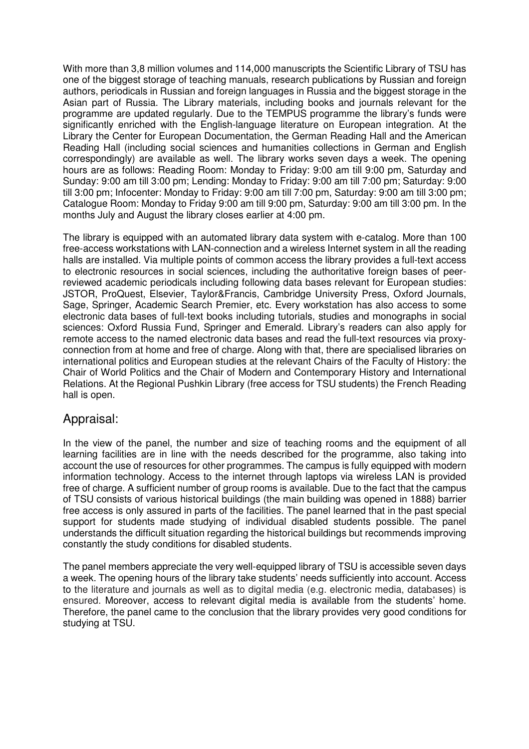With more than 3,8 million volumes and 114,000 manuscripts the Scientific Library of TSU has one of the biggest storage of teaching manuals, research publications by Russian and foreign authors, periodicals in Russian and foreign languages in Russia and the biggest storage in the Asian part of Russia. The Library materials, including books and journals relevant for the programme are updated regularly. Due to the TEMPUS programme the library's funds were significantly enriched with the English-language literature on European integration. At the Library the Center for European Documentation, the German Reading Hall and the American Reading Hall (including social sciences and humanities collections in German and English correspondingly) are available as well. The library works seven days a week. The opening hours are as follows: Reading Room: Monday to Friday: 9:00 am till 9:00 pm, Saturday and Sunday: 9:00 am till 3:00 pm; Lending: Monday to Friday: 9:00 am till 7:00 pm; Saturday: 9:00 till 3:00 pm; Infocenter: Monday to Friday: 9:00 am till 7:00 pm, Saturday: 9:00 am till 3:00 pm; Catalogue Room: Monday to Friday 9:00 am till 9:00 pm, Saturday: 9:00 am till 3:00 pm. In the months July and August the library closes earlier at 4:00 pm.

The library is equipped with an automated library data system with e-catalog. More than 100 free-access workstations with LAN-connection and a wireless Internet system in all the reading halls are installed. Via multiple points of common access the library provides a full-text access to electronic resources in social sciences, including the authoritative foreign bases of peer-reviewed academic periodicals including following data bases relevant for European studies: JSTOR, ProQuest, Elsevier, Taylor&Francis, Cambridge University Press, Oxford Journals, Sage, Springer, Academic Search Premier, etc. Every workstation has also access to some electronic data bases of full-text books including tutorials, studies and monographs in social sciences: Oxford Russia Fund, Springer and Emerald. Library's readers can also apply for remote access to the named electronic data bases and read the full-text resources via proxy-connection from at home and free of charge. Along with that, there are specialised libraries on international politics and European studies at the relevant Chairs of the Faculty of History: the Chair of World Politics and the Chair of Modern and Contemporary History and International Relations. At the Regional Pushkin Library (free access for TSU students) the French Reading hall is open.

## Appraisal:

In the view of the panel, the number and size of teaching rooms and the equipment of all learning facilities are in line with the needs described for the programme, also taking into account the use of resources for other programmes. The campus is fully equipped with modern information technology. Access to the internet through laptops via wireless LAN is provided free of charge. A sufficient number of group rooms is available. Due to the fact that the campus of TSU consists of various historical buildings (the main building was opened in 1888) barrier free access is only assured in parts of the facilities. The panel learned that in the past special support for students made studying of individual disabled students possible. The panel understands the difficult situation regarding the historical buildings but recommends improving constantly the study conditions for disabled students.

The panel members appreciate the very well-equipped library of TSU is accessible seven days a week. The opening hours of the library take students' needs sufficiently into account. Access to the literature and journals as well as to digital media (e.g. electronic media, databases) is ensured. Moreover, access to relevant digital media is available from the students' home. Therefore, the panel came to the conclusion that the library provides very good conditions for studying at TSU.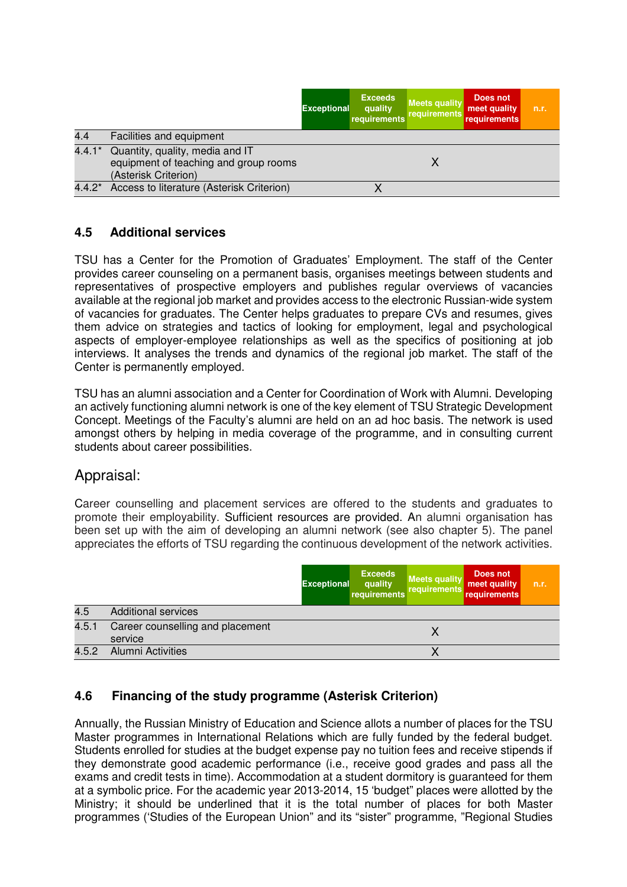| | | Exceptional | Exceeds quality requirements | Meets quality requirements | Does not meet quality requirements | n.r. |
|---|---|---|---|---|---|---|
| 4.4 | Facilities and equipment | | | | | |
| 4.4.1* | Quantity, quality, media and IT equipment of teaching and group rooms (Asterisk Criterion) | | | X | | |
| 4.4.2* | Access to literature (Asterisk Criterion) | | X | | | |

### 4.5 Additional services

TSU has a Center for the Promotion of Graduates' Employment. The staff of the Center provides career counseling on a permanent basis, organises meetings between students and representatives of prospective employers and publishes regular overviews of vacancies available at the regional job market and provides access to the electronic Russian-wide system of vacancies for graduates. The Center helps graduates to prepare CVs and resumes, gives them advice on strategies and tactics of looking for employment, legal and psychological aspects of employer-employee relationships as well as the specifics of positioning at job interviews. It analyses the trends and dynamics of the regional job market. The staff of the Center is permanently employed.

TSU has an alumni association and a Center for Coordination of Work with Alumni. Developing an actively functioning alumni network is one of the key element of TSU Strategic Development Concept. Meetings of the Faculty's alumni are held on an ad hoc basis. The network is used amongst others by helping in media coverage of the programme, and in consulting current students about career possibilities.

## Appraisal:

Career counselling and placement services are offered to the students and graduates to promote their employability. Sufficient resources are provided. An alumni organisation has been set up with the aim of developing an alumni network (see also chapter 5). The panel appreciates the efforts of TSU regarding the continuous development of the network activities.

| | | Exceptional | Exceeds quality requirements | Meets quality requirements | Does not meet quality requirements | n.r. |
|---|---|---|---|---|---|---|
| 4.5 | Additional services | | | | | |
| 4.5.1 | Career counselling and placement service | | | X | | |
| 4.5.2 | Alumni Activities | | | X | | |

### 4.6 Financing of the study programme (Asterisk Criterion)

Annually, the Russian Ministry of Education and Science allots a number of places for the TSU Master programmes in International Relations which are fully funded by the federal budget. Students enrolled for studies at the budget expense pay no tuition fees and receive stipends if they demonstrate good academic performance (i.e., receive good grades and pass all the exams and credit tests in time). Accommodation at a student dormitory is guaranteed for them at a symbolic price. For the academic year 2013-2014, 15 'budget" places were allotted by the Ministry; it should be underlined that it is the total number of places for both Master programmes ('Studies of the European Union' and its "sister" programme, "Regional Studies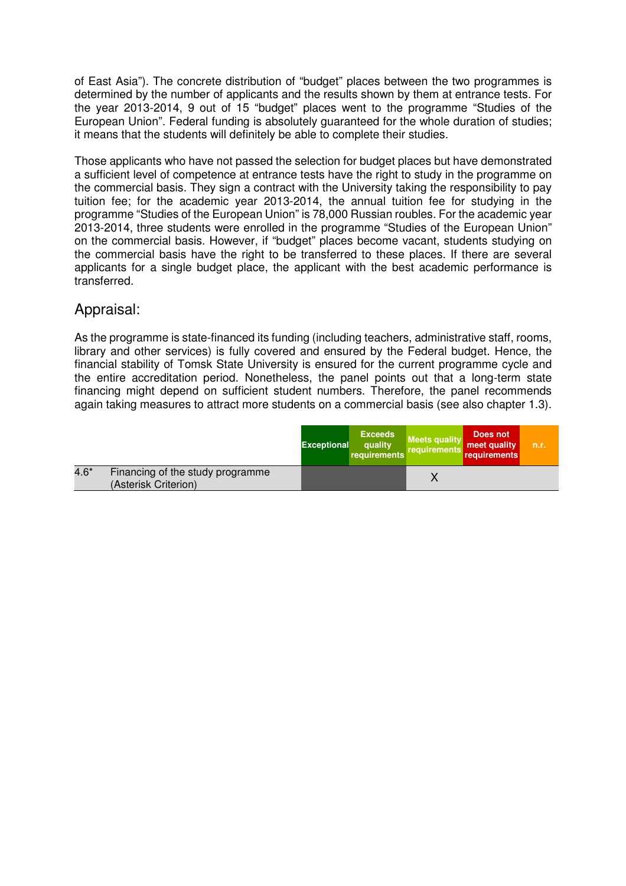of East Asia"). The concrete distribution of "budget" places between the two programmes is determined by the number of applicants and the results shown by them at entrance tests. For the year 2013-2014, 9 out of 15 "budget" places went to the programme "Studies of the European Union". Federal funding is absolutely guaranteed for the whole duration of studies; it means that the students will definitely be able to complete their studies.

Those applicants who have not passed the selection for budget places but have demonstrated a sufficient level of competence at entrance tests have the right to study in the programme on the commercial basis. They sign a contract with the University taking the responsibility to pay tuition fee; for the academic year 2013-2014, the annual tuition fee for studying in the programme "Studies of the European Union" is 78,000 Russian roubles. For the academic year 2013-2014, three students were enrolled in the programme "Studies of the European Union" on the commercial basis. However, if "budget" places become vacant, students studying on the commercial basis have the right to be transferred to these places. If there are several applicants for a single budget place, the applicant with the best academic performance is transferred.

## Appraisal:

As the programme is state-financed its funding (including teachers, administrative staff, rooms, library and other services) is fully covered and ensured by the Federal budget. Hence, the financial stability of Tomsk State University is ensured for the current programme cycle and the entire accreditation period. Nonetheless, the panel points out that a long-term state financing might depend on sufficient student numbers. Therefore, the panel recommends again taking measures to attract more students on a commercial basis (see also chapter 1.3).

| | | Exceptional | Exceeds quality requirements | Meets quality requirements | Does not meet quality requirements | n.r. |
|---|---|---|---|---|---|---|
| 4.6* | Financing of the study programme (Asterisk Criterion) | | | X | | |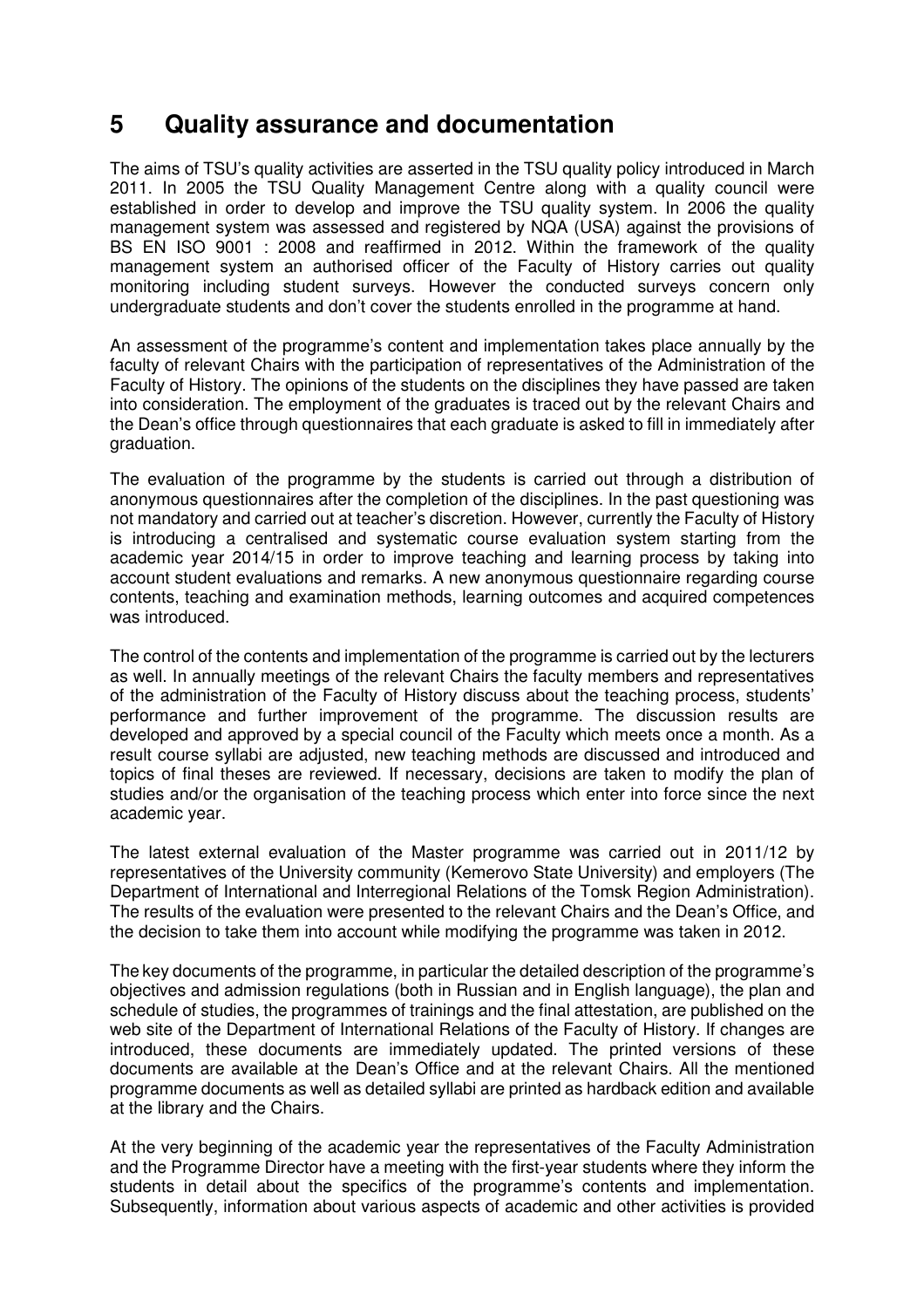# 5 Quality assurance and documentation

The aims of TSU's quality activities are asserted in the TSU quality policy introduced in March 2011. In 2005 the TSU Quality Management Centre along with a quality council were established in order to develop and improve the TSU quality system. In 2006 the quality management system was assessed and registered by NQA (USA) against the provisions of BS EN ISO 9001 : 2008 and reaffirmed in 2012. Within the framework of the quality management system an authorised officer of the Faculty of History carries out quality monitoring including student surveys. However the conducted surveys concern only undergraduate students and don't cover the students enrolled in the programme at hand.

An assessment of the programme's content and implementation takes place annually by the faculty of relevant Chairs with the participation of representatives of the Administration of the Faculty of History. The opinions of the students on the disciplines they have passed are taken into consideration. The employment of the graduates is traced out by the relevant Chairs and the Dean's office through questionnaires that each graduate is asked to fill in immediately after graduation.

The evaluation of the programme by the students is carried out through a distribution of anonymous questionnaires after the completion of the disciplines. In the past questioning was not mandatory and carried out at teacher's discretion. However, currently the Faculty of History is introducing a centralised and systematic course evaluation system starting from the academic year 2014/15 in order to improve teaching and learning process by taking into account student evaluations and remarks. A new anonymous questionnaire regarding course contents, teaching and examination methods, learning outcomes and acquired competences was introduced.

The control of the contents and implementation of the programme is carried out by the lecturers as well. In annually meetings of the relevant Chairs the faculty members and representatives of the administration of the Faculty of History discuss about the teaching process, students' performance and further improvement of the programme. The discussion results are developed and approved by a special council of the Faculty which meets once a month. As a result course syllabi are adjusted, new teaching methods are discussed and introduced and topics of final theses are reviewed. If necessary, decisions are taken to modify the plan of studies and/or the organisation of the teaching process which enter into force since the next academic year.

The latest external evaluation of the Master programme was carried out in 2011/12 by representatives of the University community (Kemerovo State University) and employers (The Department of International and Interregional Relations of the Tomsk Region Administration). The results of the evaluation were presented to the relevant Chairs and the Dean's Office, and the decision to take them into account while modifying the programme was taken in 2012.

The key documents of the programme, in particular the detailed description of the programme's objectives and admission regulations (both in Russian and in English language), the plan and schedule of studies, the programmes of trainings and the final attestation, are published on the web site of the Department of International Relations of the Faculty of History. If changes are introduced, these documents are immediately updated. The printed versions of these documents are available at the Dean's Office and at the relevant Chairs. All the mentioned programme documents as well as detailed syllabi are printed as hardback edition and available at the library and the Chairs.

At the very beginning of the academic year the representatives of the Faculty Administration and the Programme Director have a meeting with the first-year students where they inform the students in detail about the specifics of the programme's contents and implementation. Subsequently, information about various aspects of academic and other activities is provided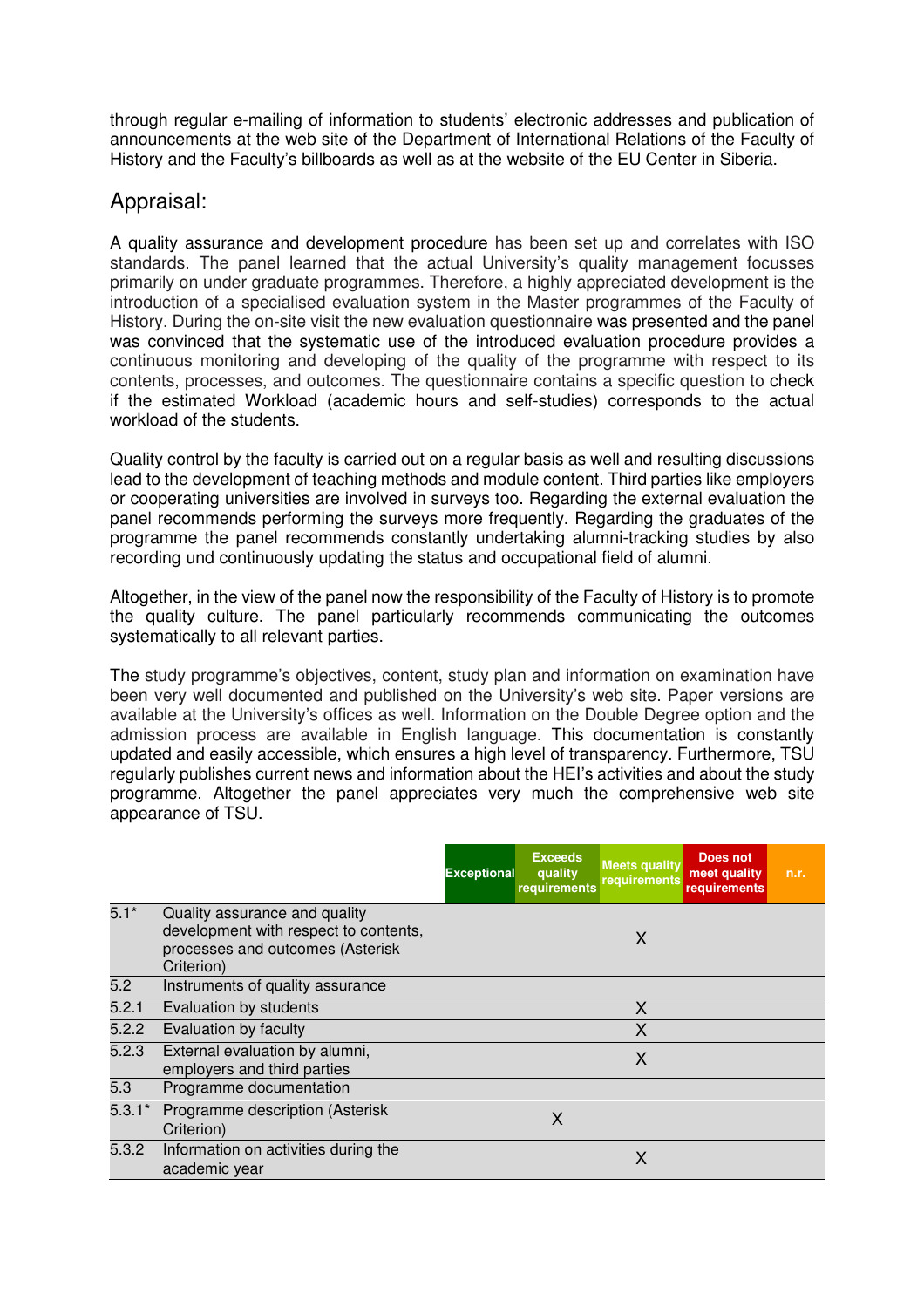through regular e-mailing of information to students' electronic addresses and publication of announcements at the web site of the Department of International Relations of the Faculty of History and the Faculty's billboards as well as at the website of the EU Center in Siberia.

## Appraisal:

A quality assurance and development procedure has been set up and correlates with ISO standards. The panel learned that the actual University's quality management focusses primarily on under graduate programmes. Therefore, a highly appreciated development is the introduction of a specialised evaluation system in the Master programmes of the Faculty of History. During the on-site visit the new evaluation questionnaire was presented and the panel was convinced that the systematic use of the introduced evaluation procedure provides a continuous monitoring and developing of the quality of the programme with respect to its contents, processes, and outcomes. The questionnaire contains a specific question to check if the estimated Workload (academic hours and self-studies) corresponds to the actual workload of the students.

Quality control by the faculty is carried out on a regular basis as well and resulting discussions lead to the development of teaching methods and module content. Third parties like employers or cooperating universities are involved in surveys too. Regarding the external evaluation the panel recommends performing the surveys more frequently. Regarding the graduates of the programme the panel recommends constantly undertaking alumni-tracking studies by also recording und continuously updating the status and occupational field of alumni.

Altogether, in the view of the panel now the responsibility of the Faculty of History is to promote the quality culture. The panel particularly recommends communicating the outcomes systematically to all relevant parties.

The study programme's objectives, content, study plan and information on examination have been very well documented and published on the University's web site. Paper versions are available at the University's offices as well. Information on the Double Degree option and the admission process are available in English language. This documentation is constantly updated and easily accessible, which ensures a high level of transparency. Furthermore, TSU regularly publishes current news and information about the HEI's activities and about the study programme. Altogether the panel appreciates very much the comprehensive web site appearance of TSU.

| | | Exceptional | Exceeds quality requirements | Meets quality requirements | Does not meet quality requirements | n.r. |
|---|---|---|---|---|---|---|
| 5.1* | Quality assurance and quality development with respect to contents, processes and outcomes (Asterisk Criterion) | | | X | | |
| 5.2 | Instruments of quality assurance | | | | | |
| 5.2.1 | Evaluation by students | | | X | | |
| 5.2.2 | Evaluation by faculty | | | X | | |
| 5.2.3 | External evaluation by alumni, employers and third parties | | | X | | |
| 5.3 | Programme documentation | | | | | |
| 5.3.1* | Programme description (Asterisk Criterion) | | X | | | |
| 5.3.2 | Information on activities during the academic year | | | X | | |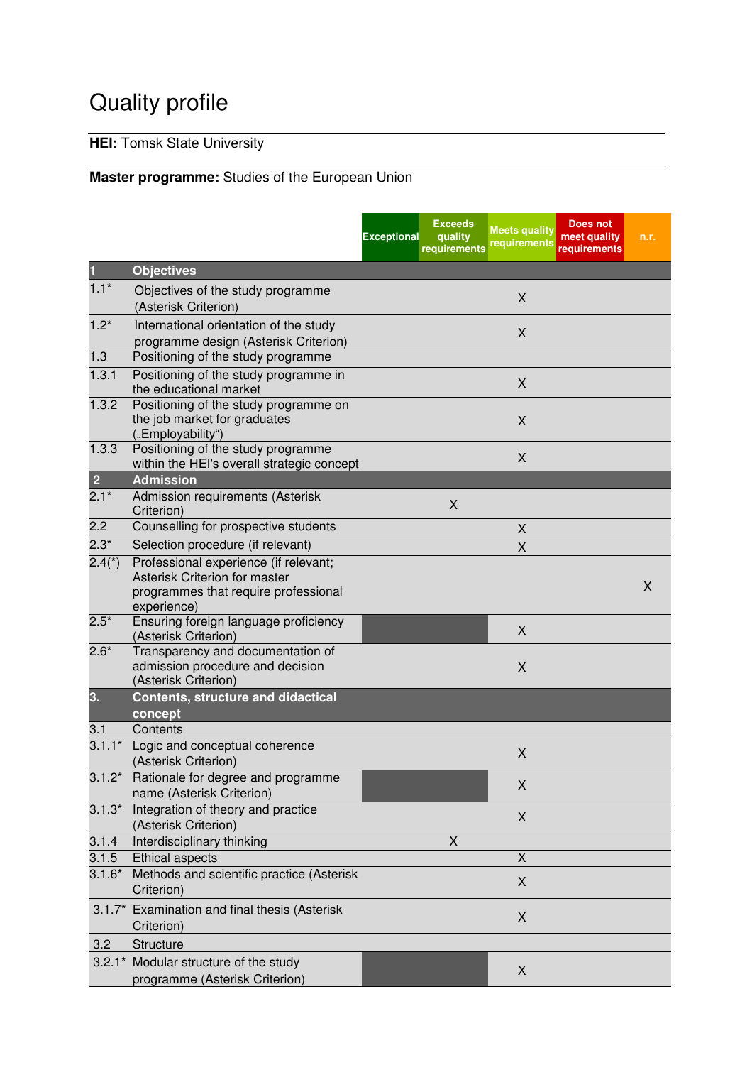# Quality profile

**HEI:** Tomsk State University

**Master programme:** Studies of the European Union

| | | Exceptional | Exceeds quality requirements | Meets quality requirements | Does not meet quality requirements | n.r. |
|---|---|---|---|---|---|---|
| **1** | **Objectives** | | | | | |
| 1.1* | Objectives of the study programme (Asterisk Criterion) | | | X | | |
| 1.2* | International orientation of the study programme design (Asterisk Criterion) | | | X | | |
| 1.3 | Positioning of the study programme | | | | | |
| 1.3.1 | Positioning of the study programme in the educational market | | | X | | |
| 1.3.2 | Positioning of the study programme on the job market for graduates („Employability“) | | | X | | |
| 1.3.3 | Positioning of the study programme within the HEI's overall strategic concept | | | X | | |
| **2** | **Admission** | | | | | |
| 2.1* | Admission requirements (Asterisk Criterion) | | X | | | |
| 2.2 | Counselling for prospective students | | | X | | |
| 2.3* | Selection procedure (if relevant) | | | X | | |
| 2.4(*) | Professional experience (if relevant; Asterisk Criterion for master programmes that require professional experience) | | | | | X |
| 2.5* | Ensuring foreign language proficiency (Asterisk Criterion) | | | X | | |
| 2.6* | Transparency and documentation of admission procedure and decision (Asterisk Criterion) | | | X | | |
| **3.** | **Contents, structure and didactical concept** | | | | | |
| 3.1 | Contents | | | | | |
| 3.1.1* | Logic and conceptual coherence (Asterisk Criterion) | | | X | | |
| 3.1.2* | Rationale for degree and programme name (Asterisk Criterion) | | | X | | |
| 3.1.3* | Integration of theory and practice (Asterisk Criterion) | | | X | | |
| 3.1.4 | Interdisciplinary thinking | | X | | | |
| 3.1.5 | Ethical aspects | | | X | | |
| 3.1.6* | Methods and scientific practice (Asterisk Criterion) | | | X | | |
| 3.1.7* | Examination and final thesis (Asterisk Criterion) | | | X | | |
| 3.2 | Structure | | | | | |
| 3.2.1* | Modular structure of the study programme (Asterisk Criterion) | | | X | | |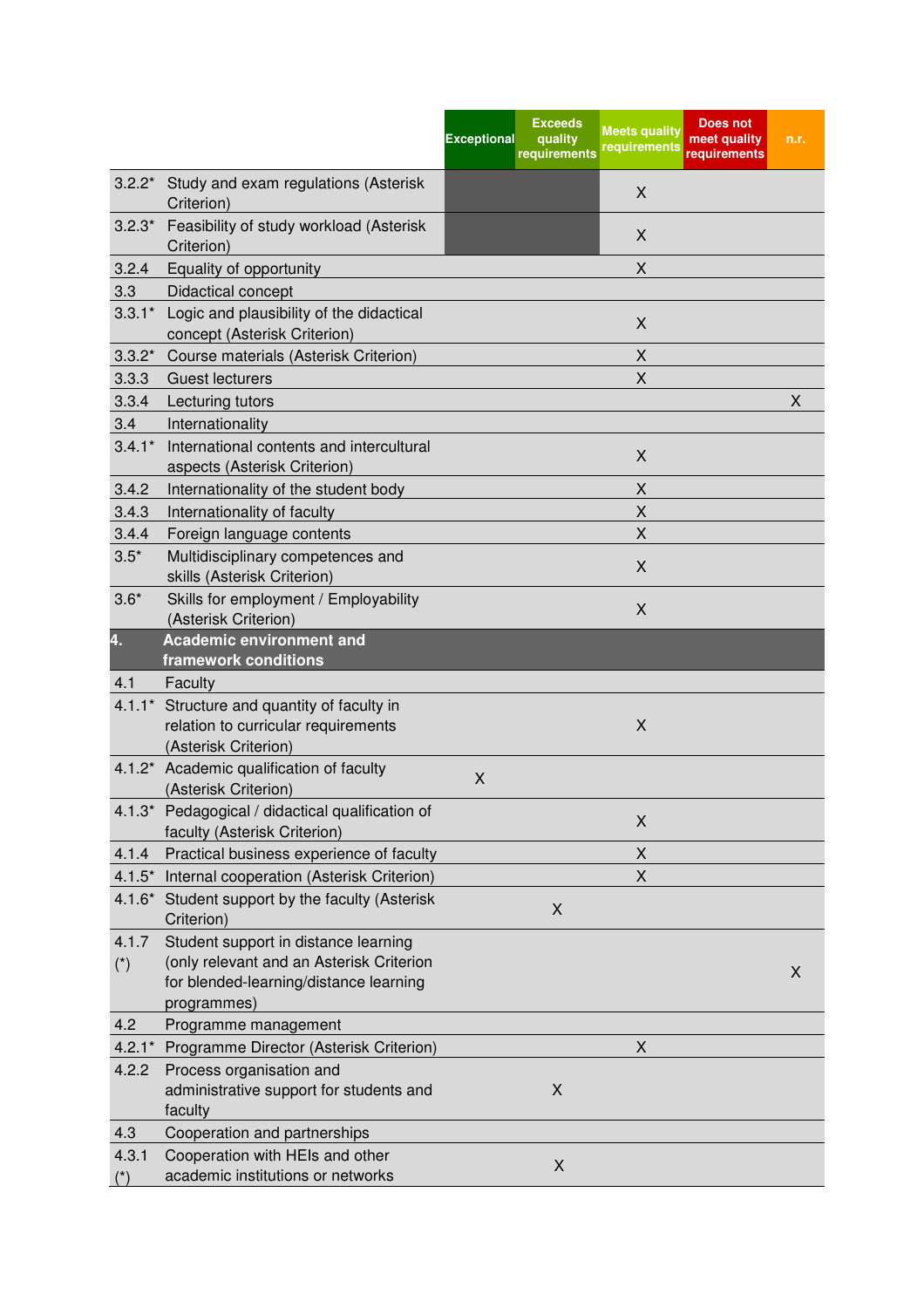| | | Exceptional | Exceeds quality requirements | Meets quality requirements | Does not meet quality requirements | n.r. |
|---|---|---|---|---|---|---|
| 3.2.2* | Study and exam regulations (Asterisk Criterion) | | | X | | |
| 3.2.3* | Feasibility of study workload (Asterisk Criterion) | | | X | | |
| 3.2.4 | Equality of opportunity | | | X | | |
| 3.3 | Didactical concept | | | | | |
| 3.3.1* | Logic and plausibility of the didactical concept (Asterisk Criterion) | | | X | | |
| 3.3.2* | Course materials (Asterisk Criterion) | | | X | | |
| 3.3.3 | Guest lecturers | | | X | | |
| 3.3.4 | Lecturing tutors | | | | | X |
| 3.4 | Internationality | | | | | |
| 3.4.1* | International contents and intercultural aspects (Asterisk Criterion) | | | X | | |
| 3.4.2 | Internationality of the student body | | | X | | |
| 3.4.3 | Internationality of faculty | | | X | | |
| 3.4.4 | Foreign language contents | | | X | | |
| 3.5* | Multidisciplinary competences and skills (Asterisk Criterion) | | | X | | |
| 3.6* | Skills for employment / Employability (Asterisk Criterion) | | | X | | |
| **4.** | **Academic environment and framework conditions** | | | | | |
| 4.1 | Faculty | | | | | |
| 4.1.1* | Structure and quantity of faculty in relation to curricular requirements (Asterisk Criterion) | | | X | | |
| 4.1.2* | Academic qualification of faculty (Asterisk Criterion) | X | | | | |
| 4.1.3* | Pedagogical / didactical qualification of faculty (Asterisk Criterion) | | | X | | |
| 4.1.4 | Practical business experience of faculty | | | X | | |
| 4.1.5* | Internal cooperation (Asterisk Criterion) | | | X | | |
| 4.1.6* | Student support by the faculty (Asterisk Criterion) | | X | | | |
| 4.1.7 (*) | Student support in distance learning (only relevant and an Asterisk Criterion for blended-learning/distance learning programmes) | | | | | X |
| 4.2 | Programme management | | | | | |
| 4.2.1* | Programme Director (Asterisk Criterion) | | | X | | |
| 4.2.2 | Process organisation and administrative support for students and faculty | | X | | | |
| 4.3 | Cooperation and partnerships | | | | | |
| 4.3.1 (*) | Cooperation with HEIs and other academic institutions or networks | | X | | | |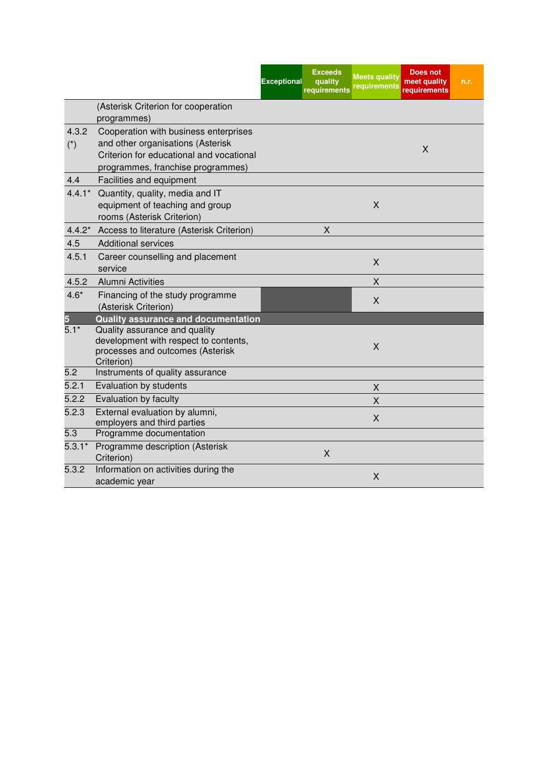| | | Exceptional | Exceeds quality requirements | Meets quality requirements | Does not meet quality requirements | n.r. |
|---|---|---|---|---|---|---|
| | (Asterisk Criterion for cooperation programmes) | | | | | |
| 4.3.2 (*) | Cooperation with business enterprises and other organisations (Asterisk Criterion for educational and vocational programmes, franchise programmes) | | | | X | |
| 4.4 | Facilities and equipment | | | | | |
| 4.4.1* | Quantity, quality, media and IT equipment of teaching and group rooms (Asterisk Criterion) | | | X | | |
| 4.4.2* | Access to literature (Asterisk Criterion) | | X | | | |
| 4.5 | Additional services | | | | | |
| 4.5.1 | Career counselling and placement service | | | X | | |
| 4.5.2 | Alumni Activities | | | X | | |
| 4.6* | Financing of the study programme (Asterisk Criterion) | | | X | | |
| **5** | **Quality assurance and documentation** | | | | | |
| 5.1* | Quality assurance and quality development with respect to contents, processes and outcomes (Asterisk Criterion) | | | X | | |
| 5.2 | Instruments of quality assurance | | | | | |
| 5.2.1 | Evaluation by students | | | X | | |
| 5.2.2 | Evaluation by faculty | | | X | | |
| 5.2.3 | External evaluation by alumni, employers and third parties | | | X | | |
| 5.3 | Programme documentation | | | | | |
| 5.3.1* | Programme description (Asterisk Criterion) | | X | | | |
| 5.3.2 | Information on activities during the academic year | | | X | | |